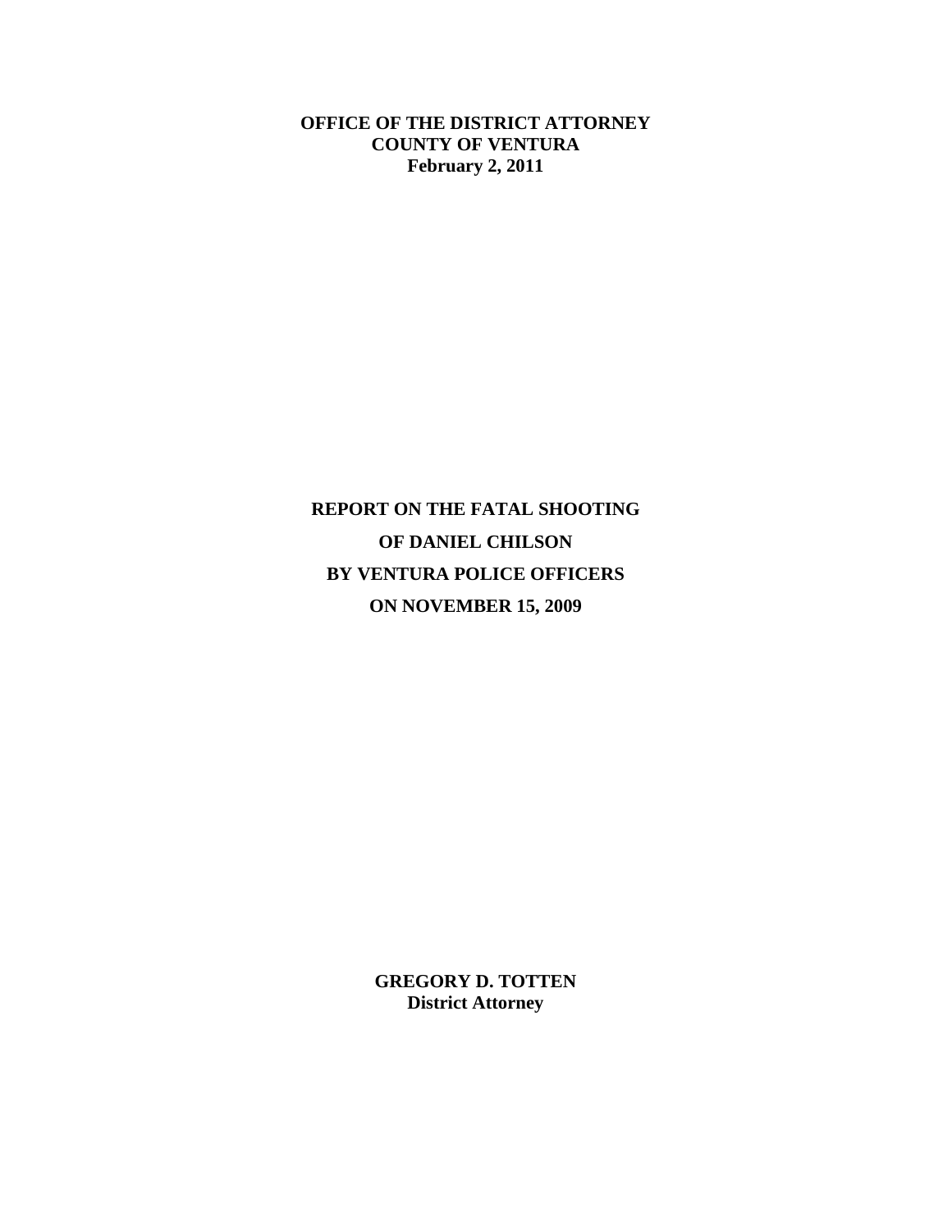**OFFICE OF THE DISTRICT ATTORNEY**
**COUNTY OF VENTURA**
**February 2, 2011**

# REPORT ON THE FATAL SHOOTING OF DANIEL CHILSON BY VENTURA POLICE OFFICERS ON NOVEMBER 15, 2009

**GREGORY D. TOTTEN**
**District Attorney**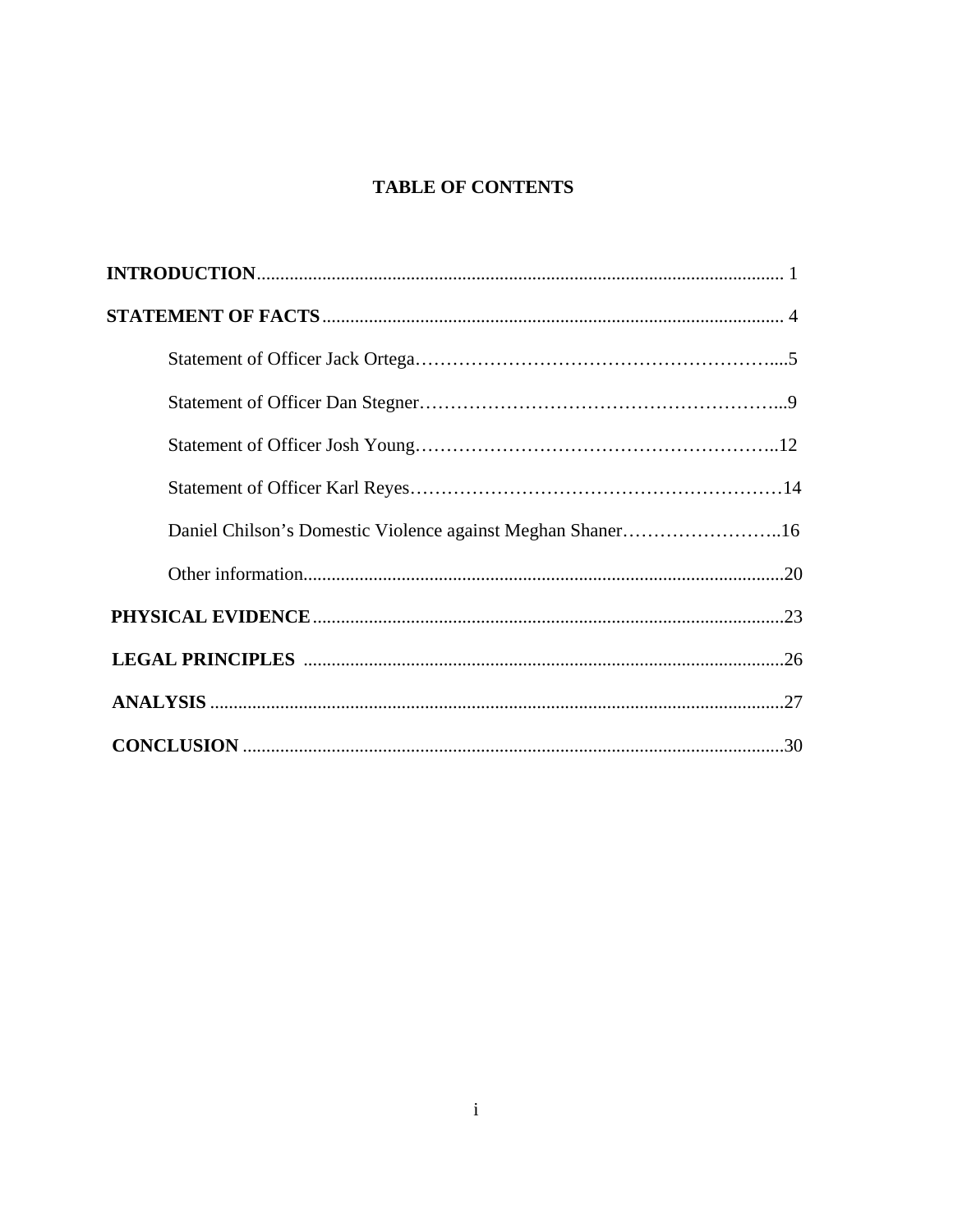# TABLE OF CONTENTS

**INTRODUCTION** ................................................................................................................ 1

**STATEMENT OF FACTS** .................................................................................................. 4

- Statement of Officer Jack Ortega…………………………………………………....5
- Statement of Officer Dan Stegner…………………………………………………...9
- Statement of Officer Josh Young…………………………………………………..12
- Statement of Officer Karl Reyes……………………………………………………14
- Daniel Chilson's Domestic Violence against Meghan Shaner……………………..16
- Other information......................................................................................................20

**PHYSICAL EVIDENCE** .....................................................................................................23

**LEGAL PRINCIPLES** .......................................................................................................26

**ANALYSIS** ..........................................................................................................................27

**CONCLUSION** ....................................................................................................................30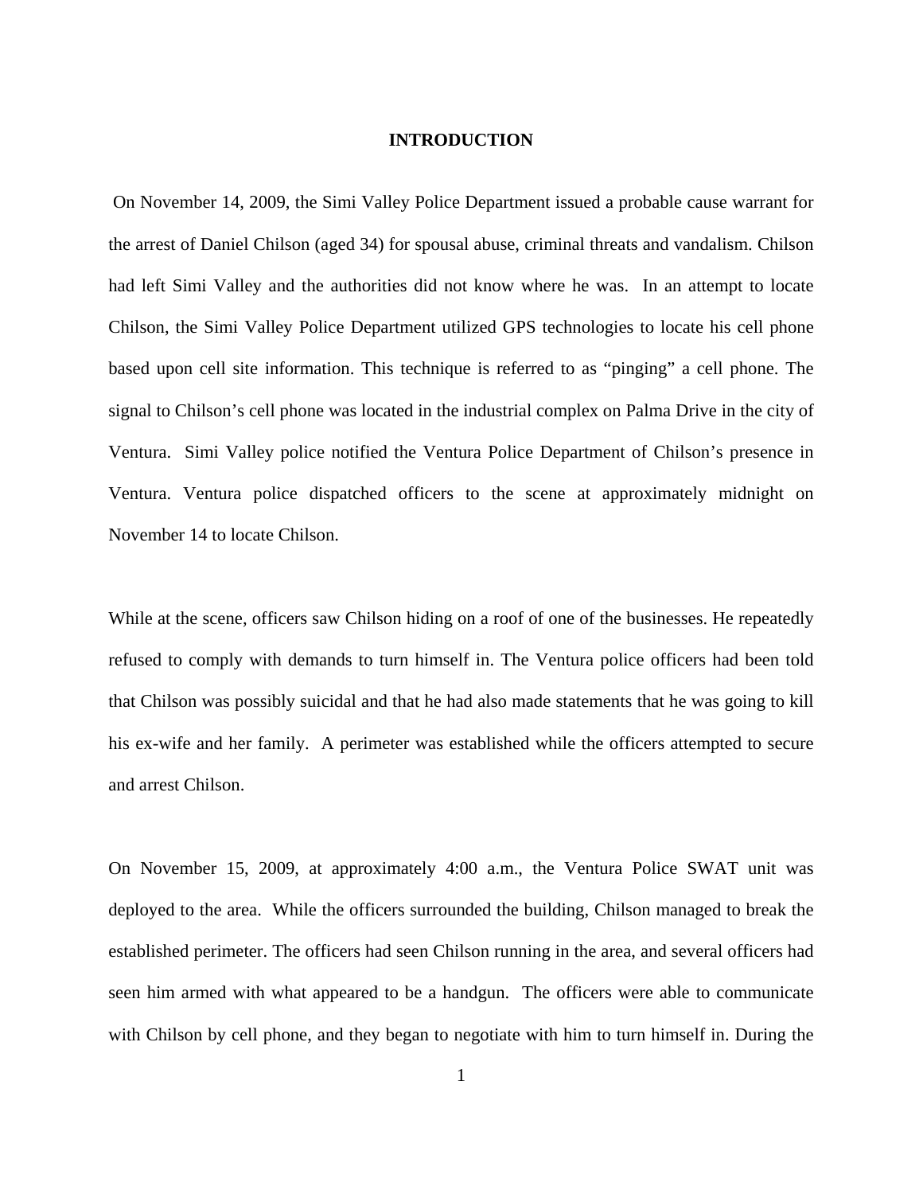# INTRODUCTION

On November 14, 2009, the Simi Valley Police Department issued a probable cause warrant for the arrest of Daniel Chilson (aged 34) for spousal abuse, criminal threats and vandalism. Chilson had left Simi Valley and the authorities did not know where he was. In an attempt to locate Chilson, the Simi Valley Police Department utilized GPS technologies to locate his cell phone based upon cell site information. This technique is referred to as "pinging" a cell phone. The signal to Chilson's cell phone was located in the industrial complex on Palma Drive in the city of Ventura. Simi Valley police notified the Ventura Police Department of Chilson's presence in Ventura. Ventura police dispatched officers to the scene at approximately midnight on November 14 to locate Chilson.

While at the scene, officers saw Chilson hiding on a roof of one of the businesses. He repeatedly refused to comply with demands to turn himself in. The Ventura police officers had been told that Chilson was possibly suicidal and that he had also made statements that he was going to kill his ex-wife and her family. A perimeter was established while the officers attempted to secure and arrest Chilson.

On November 15, 2009, at approximately 4:00 a.m., the Ventura Police SWAT unit was deployed to the area. While the officers surrounded the building, Chilson managed to break the established perimeter. The officers had seen Chilson running in the area, and several officers had seen him armed with what appeared to be a handgun. The officers were able to communicate with Chilson by cell phone, and they began to negotiate with him to turn himself in. During the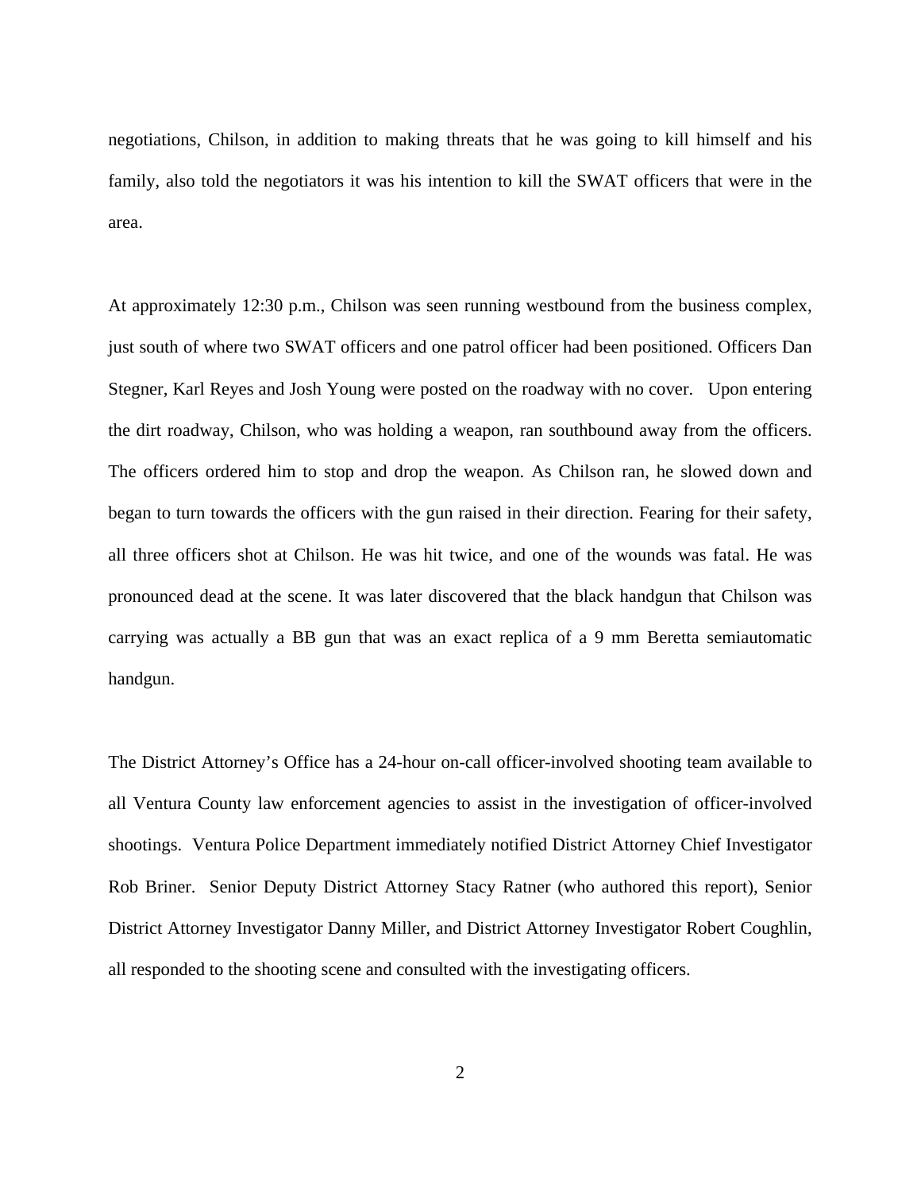negotiations, Chilson, in addition to making threats that he was going to kill himself and his family, also told the negotiators it was his intention to kill the SWAT officers that were in the area.

At approximately 12:30 p.m., Chilson was seen running westbound from the business complex, just south of where two SWAT officers and one patrol officer had been positioned. Officers Dan Stegner, Karl Reyes and Josh Young were posted on the roadway with no cover. Upon entering the dirt roadway, Chilson, who was holding a weapon, ran southbound away from the officers. The officers ordered him to stop and drop the weapon. As Chilson ran, he slowed down and began to turn towards the officers with the gun raised in their direction. Fearing for their safety, all three officers shot at Chilson. He was hit twice, and one of the wounds was fatal. He was pronounced dead at the scene. It was later discovered that the black handgun that Chilson was carrying was actually a BB gun that was an exact replica of a 9 mm Beretta semiautomatic handgun.

The District Attorney's Office has a 24-hour on-call officer-involved shooting team available to all Ventura County law enforcement agencies to assist in the investigation of officer-involved shootings. Ventura Police Department immediately notified District Attorney Chief Investigator Rob Briner. Senior Deputy District Attorney Stacy Ratner (who authored this report), Senior District Attorney Investigator Danny Miller, and District Attorney Investigator Robert Coughlin, all responded to the shooting scene and consulted with the investigating officers.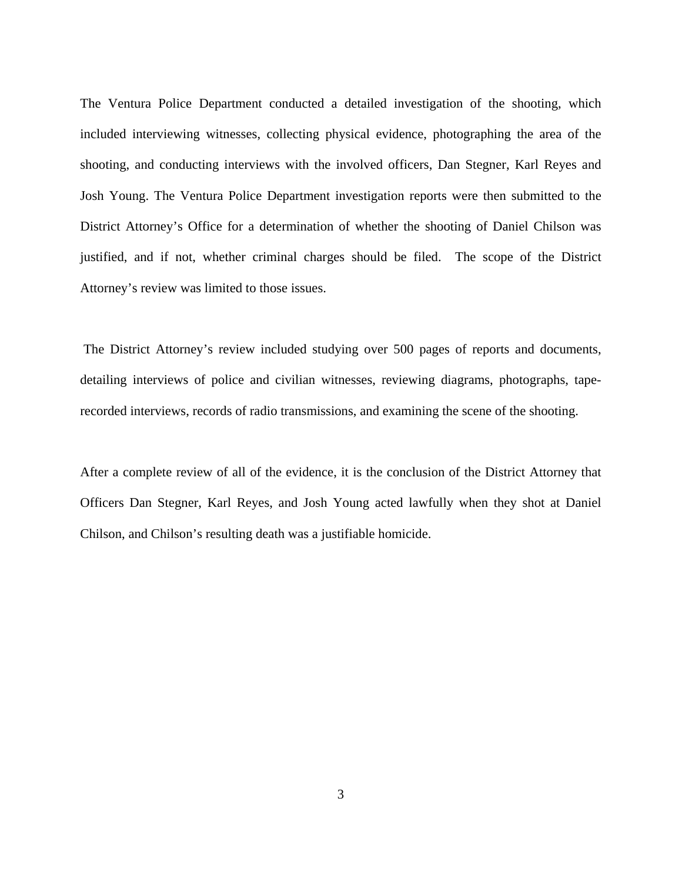The Ventura Police Department conducted a detailed investigation of the shooting, which included interviewing witnesses, collecting physical evidence, photographing the area of the shooting, and conducting interviews with the involved officers, Dan Stegner, Karl Reyes and Josh Young. The Ventura Police Department investigation reports were then submitted to the District Attorney's Office for a determination of whether the shooting of Daniel Chilson was justified, and if not, whether criminal charges should be filed. The scope of the District Attorney's review was limited to those issues.

The District Attorney's review included studying over 500 pages of reports and documents, detailing interviews of police and civilian witnesses, reviewing diagrams, photographs, tape-recorded interviews, records of radio transmissions, and examining the scene of the shooting.

After a complete review of all of the evidence, it is the conclusion of the District Attorney that Officers Dan Stegner, Karl Reyes, and Josh Young acted lawfully when they shot at Daniel Chilson, and Chilson's resulting death was a justifiable homicide.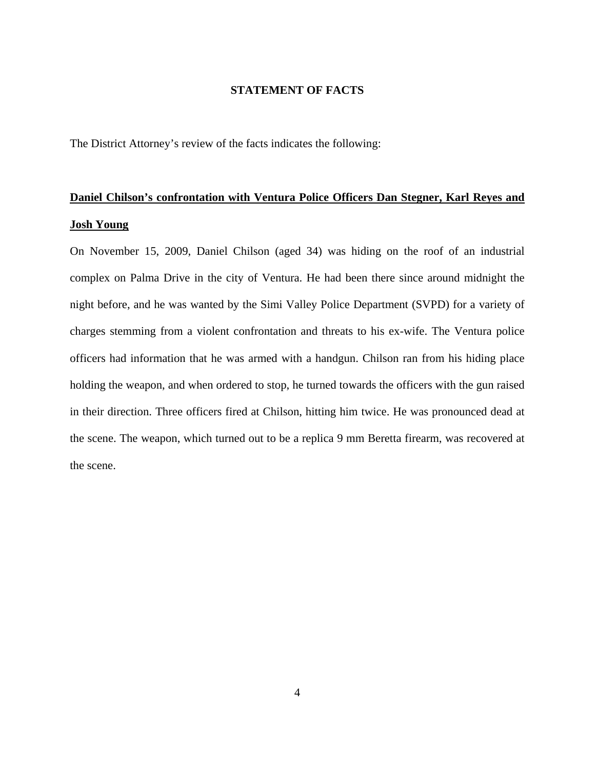## STATEMENT OF FACTS

The District Attorney's review of the facts indicates the following:

**Daniel Chilson's confrontation with Ventura Police Officers Dan Stegner, Karl Reyes and Josh Young**

On November 15, 2009, Daniel Chilson (aged 34) was hiding on the roof of an industrial complex on Palma Drive in the city of Ventura. He had been there since around midnight the night before, and he was wanted by the Simi Valley Police Department (SVPD) for a variety of charges stemming from a violent confrontation and threats to his ex-wife. The Ventura police officers had information that he was armed with a handgun. Chilson ran from his hiding place holding the weapon, and when ordered to stop, he turned towards the officers with the gun raised in their direction. Three officers fired at Chilson, hitting him twice. He was pronounced dead at the scene. The weapon, which turned out to be a replica 9 mm Beretta firearm, was recovered at the scene.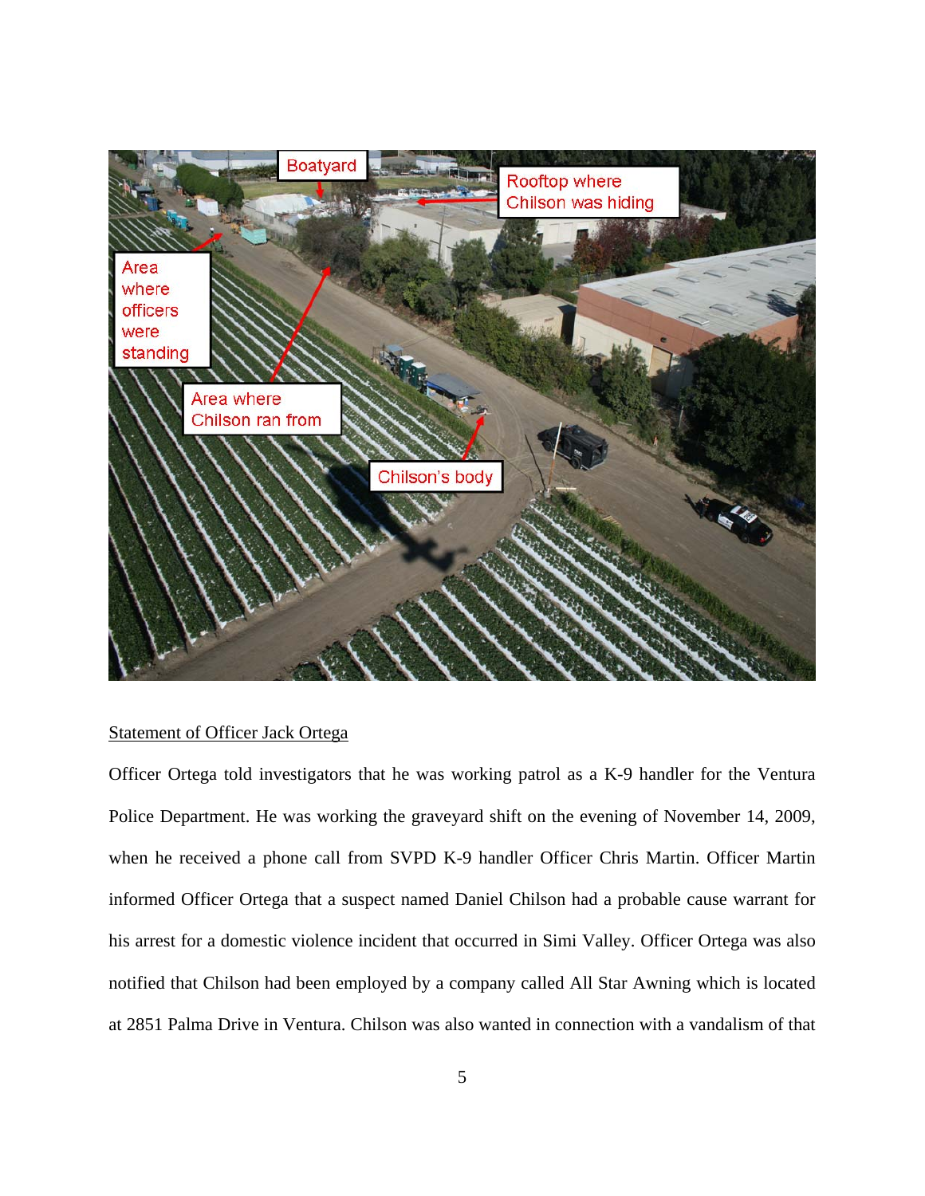## Statement of Officer Jack Ortega

Officer Ortega told investigators that he was working patrol as a K-9 handler for the Ventura Police Department. He was working the graveyard shift on the evening of November 14, 2009, when he received a phone call from SVPD K-9 handler Officer Chris Martin. Officer Martin informed Officer Ortega that a suspect named Daniel Chilson had a probable cause warrant for his arrest for a domestic violence incident that occurred in Simi Valley. Officer Ortega was also notified that Chilson had been employed by a company called All Star Awning which is located at 2851 Palma Drive in Ventura. Chilson was also wanted in connection with a vandalism of that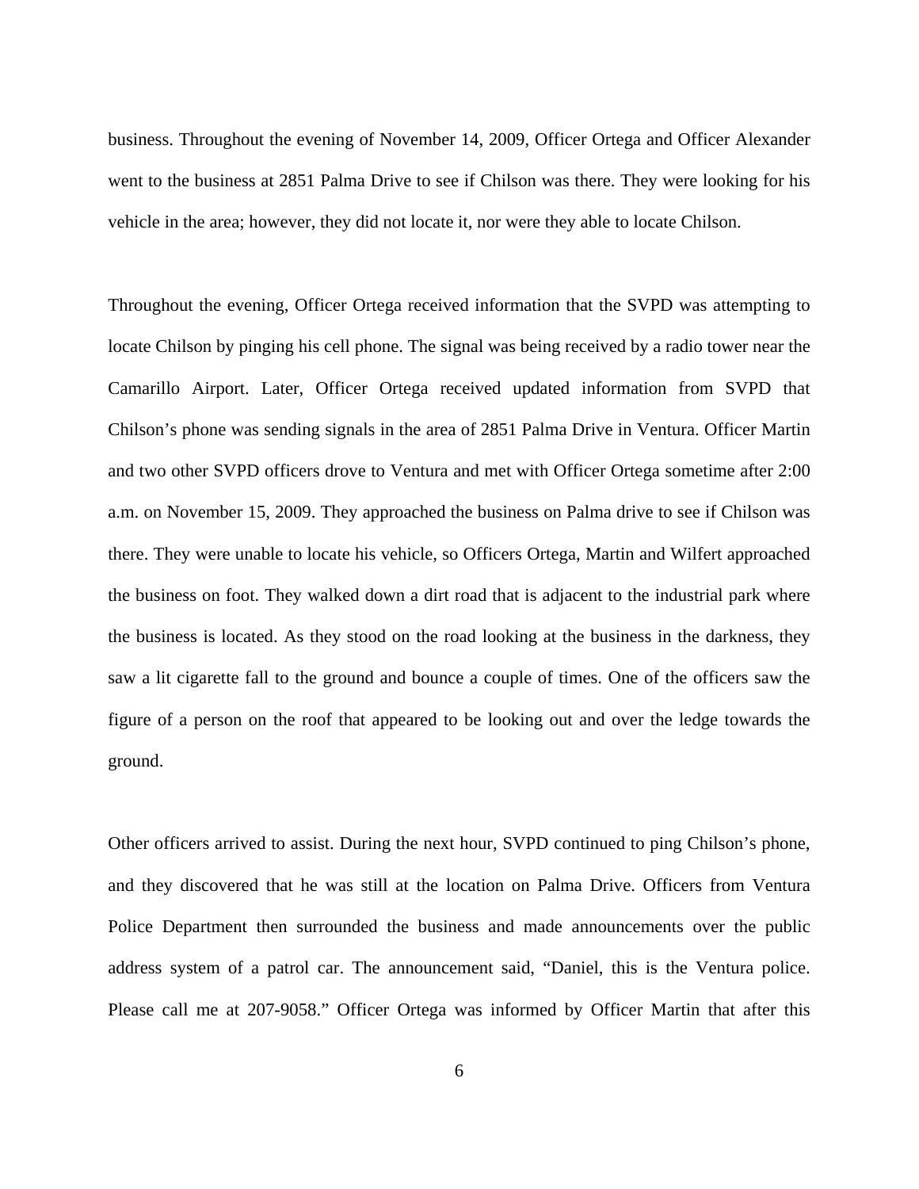business. Throughout the evening of November 14, 2009, Officer Ortega and Officer Alexander went to the business at 2851 Palma Drive to see if Chilson was there. They were looking for his vehicle in the area; however, they did not locate it, nor were they able to locate Chilson.

Throughout the evening, Officer Ortega received information that the SVPD was attempting to locate Chilson by pinging his cell phone. The signal was being received by a radio tower near the Camarillo Airport. Later, Officer Ortega received updated information from SVPD that Chilson's phone was sending signals in the area of 2851 Palma Drive in Ventura. Officer Martin and two other SVPD officers drove to Ventura and met with Officer Ortega sometime after 2:00 a.m. on November 15, 2009. They approached the business on Palma drive to see if Chilson was there. They were unable to locate his vehicle, so Officers Ortega, Martin and Wilfert approached the business on foot. They walked down a dirt road that is adjacent to the industrial park where the business is located. As they stood on the road looking at the business in the darkness, they saw a lit cigarette fall to the ground and bounce a couple of times. One of the officers saw the figure of a person on the roof that appeared to be looking out and over the ledge towards the ground.

Other officers arrived to assist. During the next hour, SVPD continued to ping Chilson's phone, and they discovered that he was still at the location on Palma Drive. Officers from Ventura Police Department then surrounded the business and made announcements over the public address system of a patrol car. The announcement said, "Daniel, this is the Ventura police. Please call me at 207-9058." Officer Ortega was informed by Officer Martin that after this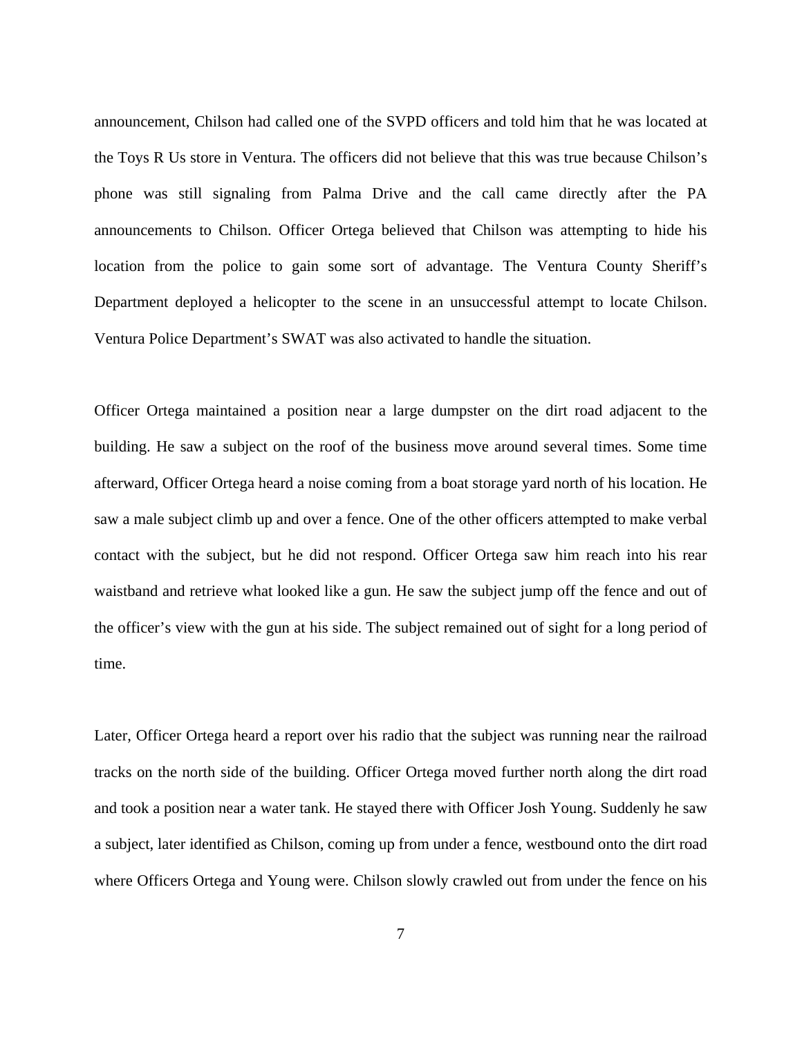announcement, Chilson had called one of the SVPD officers and told him that he was located at the Toys R Us store in Ventura. The officers did not believe that this was true because Chilson's phone was still signaling from Palma Drive and the call came directly after the PA announcements to Chilson. Officer Ortega believed that Chilson was attempting to hide his location from the police to gain some sort of advantage. The Ventura County Sheriff's Department deployed a helicopter to the scene in an unsuccessful attempt to locate Chilson. Ventura Police Department's SWAT was also activated to handle the situation.

Officer Ortega maintained a position near a large dumpster on the dirt road adjacent to the building. He saw a subject on the roof of the business move around several times. Some time afterward, Officer Ortega heard a noise coming from a boat storage yard north of his location. He saw a male subject climb up and over a fence. One of the other officers attempted to make verbal contact with the subject, but he did not respond. Officer Ortega saw him reach into his rear waistband and retrieve what looked like a gun. He saw the subject jump off the fence and out of the officer's view with the gun at his side. The subject remained out of sight for a long period of time.

Later, Officer Ortega heard a report over his radio that the subject was running near the railroad tracks on the north side of the building. Officer Ortega moved further north along the dirt road and took a position near a water tank. He stayed there with Officer Josh Young. Suddenly he saw a subject, later identified as Chilson, coming up from under a fence, westbound onto the dirt road where Officers Ortega and Young were. Chilson slowly crawled out from under the fence on his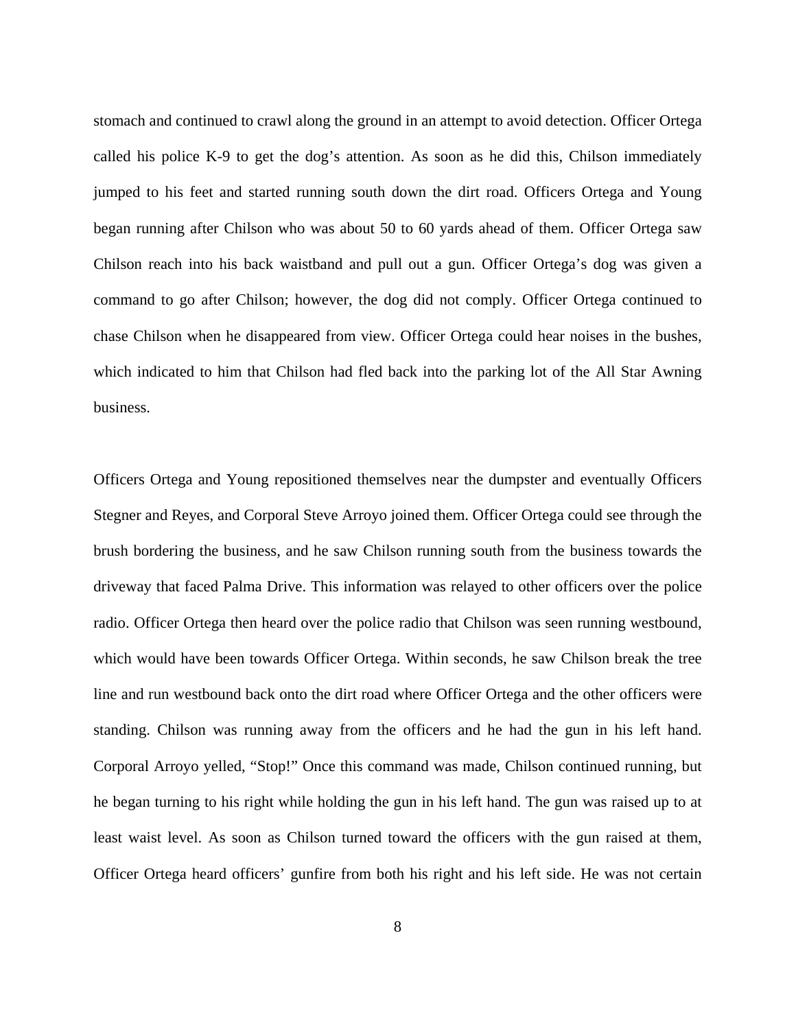stomach and continued to crawl along the ground in an attempt to avoid detection. Officer Ortega called his police K-9 to get the dog's attention. As soon as he did this, Chilson immediately jumped to his feet and started running south down the dirt road. Officers Ortega and Young began running after Chilson who was about 50 to 60 yards ahead of them. Officer Ortega saw Chilson reach into his back waistband and pull out a gun. Officer Ortega's dog was given a command to go after Chilson; however, the dog did not comply. Officer Ortega continued to chase Chilson when he disappeared from view. Officer Ortega could hear noises in the bushes, which indicated to him that Chilson had fled back into the parking lot of the All Star Awning business.

Officers Ortega and Young repositioned themselves near the dumpster and eventually Officers Stegner and Reyes, and Corporal Steve Arroyo joined them. Officer Ortega could see through the brush bordering the business, and he saw Chilson running south from the business towards the driveway that faced Palma Drive. This information was relayed to other officers over the police radio. Officer Ortega then heard over the police radio that Chilson was seen running westbound, which would have been towards Officer Ortega. Within seconds, he saw Chilson break the tree line and run westbound back onto the dirt road where Officer Ortega and the other officers were standing. Chilson was running away from the officers and he had the gun in his left hand. Corporal Arroyo yelled, "Stop!" Once this command was made, Chilson continued running, but he began turning to his right while holding the gun in his left hand. The gun was raised up to at least waist level. As soon as Chilson turned toward the officers with the gun raised at them, Officer Ortega heard officers' gunfire from both his right and his left side. He was not certain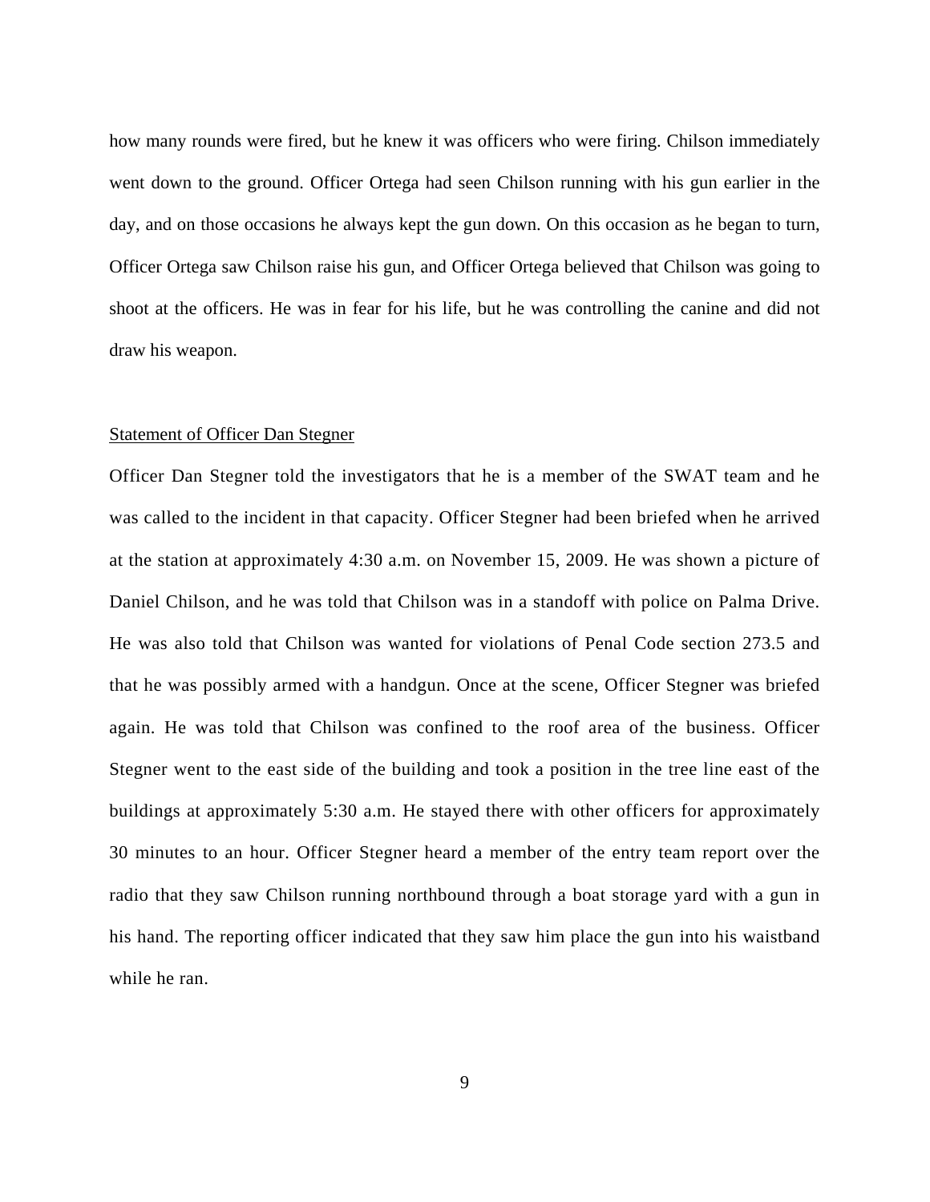how many rounds were fired, but he knew it was officers who were firing. Chilson immediately went down to the ground. Officer Ortega had seen Chilson running with his gun earlier in the day, and on those occasions he always kept the gun down. On this occasion as he began to turn, Officer Ortega saw Chilson raise his gun, and Officer Ortega believed that Chilson was going to shoot at the officers. He was in fear for his life, but he was controlling the canine and did not draw his weapon.

Statement of Officer Dan Stegner

Officer Dan Stegner told the investigators that he is a member of the SWAT team and he was called to the incident in that capacity. Officer Stegner had been briefed when he arrived at the station at approximately 4:30 a.m. on November 15, 2009. He was shown a picture of Daniel Chilson, and he was told that Chilson was in a standoff with police on Palma Drive. He was also told that Chilson was wanted for violations of Penal Code section 273.5 and that he was possibly armed with a handgun. Once at the scene, Officer Stegner was briefed again. He was told that Chilson was confined to the roof area of the business. Officer Stegner went to the east side of the building and took a position in the tree line east of the buildings at approximately 5:30 a.m. He stayed there with other officers for approximately 30 minutes to an hour. Officer Stegner heard a member of the entry team report over the radio that they saw Chilson running northbound through a boat storage yard with a gun in his hand. The reporting officer indicated that they saw him place the gun into his waistband while he ran.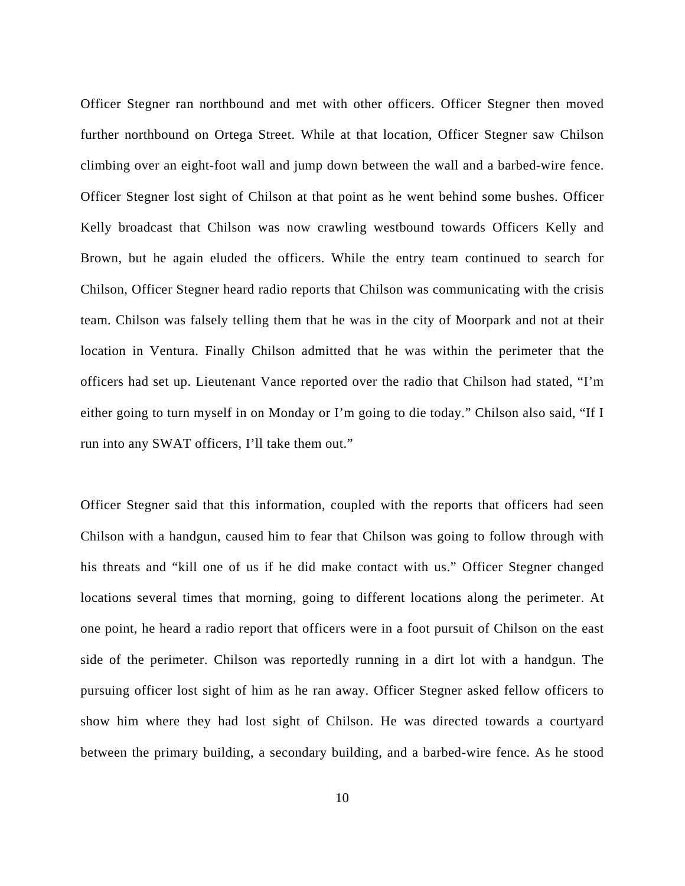Officer Stegner ran northbound and met with other officers. Officer Stegner then moved further northbound on Ortega Street. While at that location, Officer Stegner saw Chilson climbing over an eight-foot wall and jump down between the wall and a barbed-wire fence. Officer Stegner lost sight of Chilson at that point as he went behind some bushes. Officer Kelly broadcast that Chilson was now crawling westbound towards Officers Kelly and Brown, but he again eluded the officers. While the entry team continued to search for Chilson, Officer Stegner heard radio reports that Chilson was communicating with the crisis team. Chilson was falsely telling them that he was in the city of Moorpark and not at their location in Ventura. Finally Chilson admitted that he was within the perimeter that the officers had set up. Lieutenant Vance reported over the radio that Chilson had stated, "I'm either going to turn myself in on Monday or I'm going to die today." Chilson also said, "If I run into any SWAT officers, I'll take them out."

Officer Stegner said that this information, coupled with the reports that officers had seen Chilson with a handgun, caused him to fear that Chilson was going to follow through with his threats and "kill one of us if he did make contact with us." Officer Stegner changed locations several times that morning, going to different locations along the perimeter. At one point, he heard a radio report that officers were in a foot pursuit of Chilson on the east side of the perimeter. Chilson was reportedly running in a dirt lot with a handgun. The pursuing officer lost sight of him as he ran away. Officer Stegner asked fellow officers to show him where they had lost sight of Chilson. He was directed towards a courtyard between the primary building, a secondary building, and a barbed-wire fence. As he stood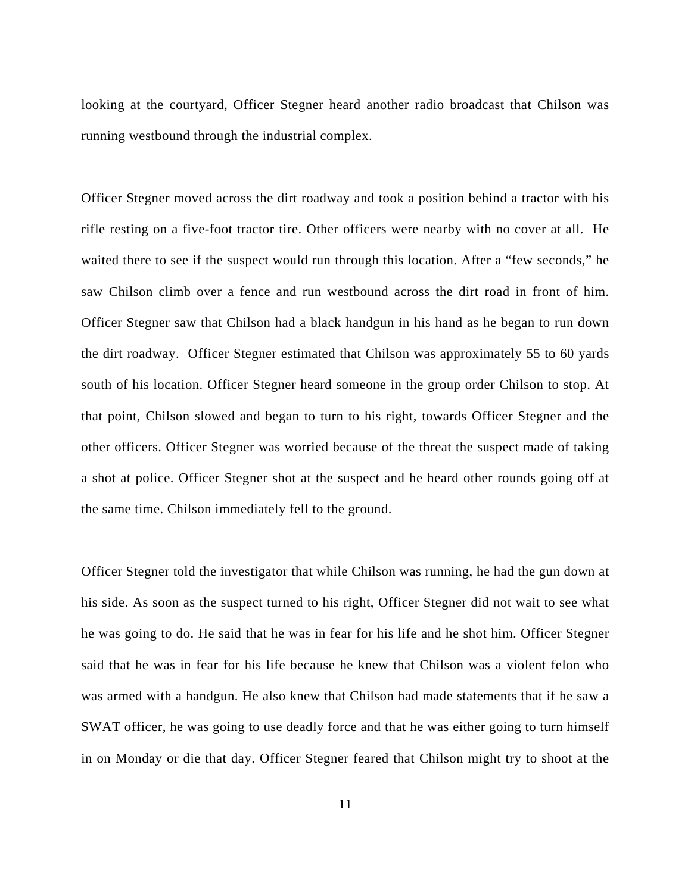looking at the courtyard, Officer Stegner heard another radio broadcast that Chilson was running westbound through the industrial complex.

Officer Stegner moved across the dirt roadway and took a position behind a tractor with his rifle resting on a five-foot tractor tire. Other officers were nearby with no cover at all. He waited there to see if the suspect would run through this location. After a "few seconds," he saw Chilson climb over a fence and run westbound across the dirt road in front of him. Officer Stegner saw that Chilson had a black handgun in his hand as he began to run down the dirt roadway. Officer Stegner estimated that Chilson was approximately 55 to 60 yards south of his location. Officer Stegner heard someone in the group order Chilson to stop. At that point, Chilson slowed and began to turn to his right, towards Officer Stegner and the other officers. Officer Stegner was worried because of the threat the suspect made of taking a shot at police. Officer Stegner shot at the suspect and he heard other rounds going off at the same time. Chilson immediately fell to the ground.

Officer Stegner told the investigator that while Chilson was running, he had the gun down at his side. As soon as the suspect turned to his right, Officer Stegner did not wait to see what he was going to do. He said that he was in fear for his life and he shot him. Officer Stegner said that he was in fear for his life because he knew that Chilson was a violent felon who was armed with a handgun. He also knew that Chilson had made statements that if he saw a SWAT officer, he was going to use deadly force and that he was either going to turn himself in on Monday or die that day. Officer Stegner feared that Chilson might try to shoot at the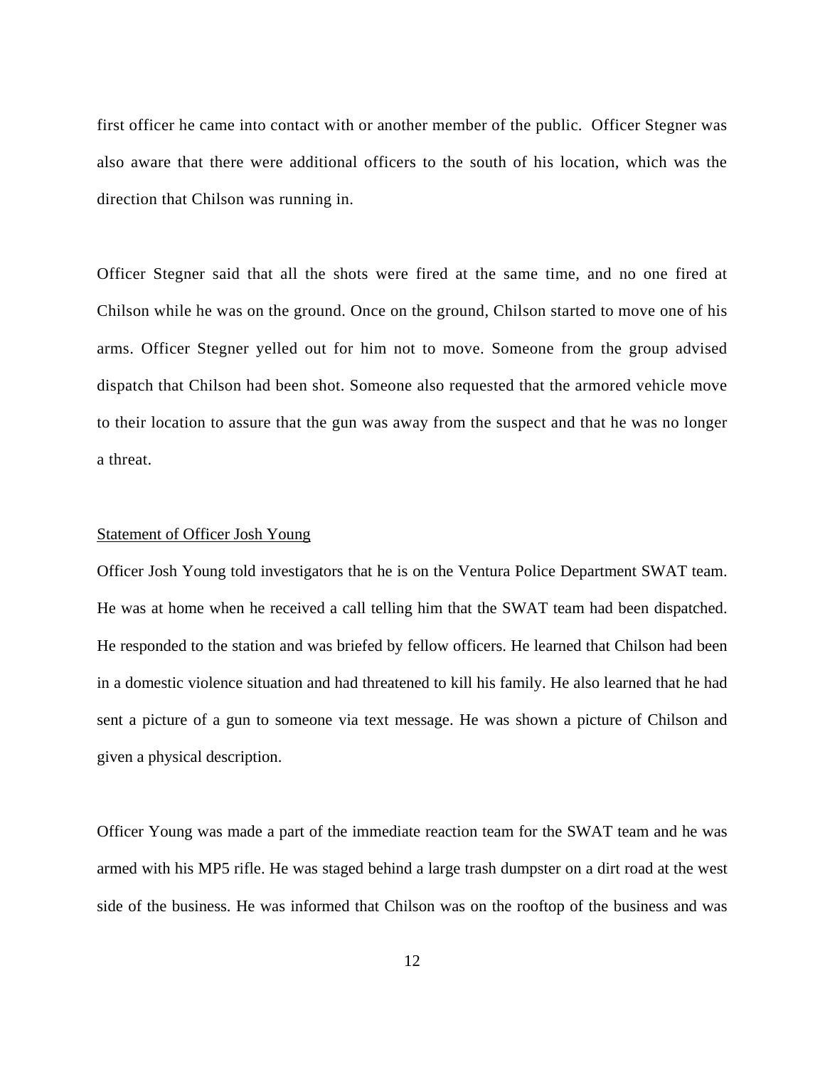first officer he came into contact with or another member of the public. Officer Stegner was also aware that there were additional officers to the south of his location, which was the direction that Chilson was running in.

Officer Stegner said that all the shots were fired at the same time, and no one fired at Chilson while he was on the ground. Once on the ground, Chilson started to move one of his arms. Officer Stegner yelled out for him not to move. Someone from the group advised dispatch that Chilson had been shot. Someone also requested that the armored vehicle move to their location to assure that the gun was away from the suspect and that he was no longer a threat.

<u>Statement of Officer Josh Young</u>

Officer Josh Young told investigators that he is on the Ventura Police Department SWAT team. He was at home when he received a call telling him that the SWAT team had been dispatched. He responded to the station and was briefed by fellow officers. He learned that Chilson had been in a domestic violence situation and had threatened to kill his family. He also learned that he had sent a picture of a gun to someone via text message. He was shown a picture of Chilson and given a physical description.

Officer Young was made a part of the immediate reaction team for the SWAT team and he was armed with his MP5 rifle. He was staged behind a large trash dumpster on a dirt road at the west side of the business. He was informed that Chilson was on the rooftop of the business and was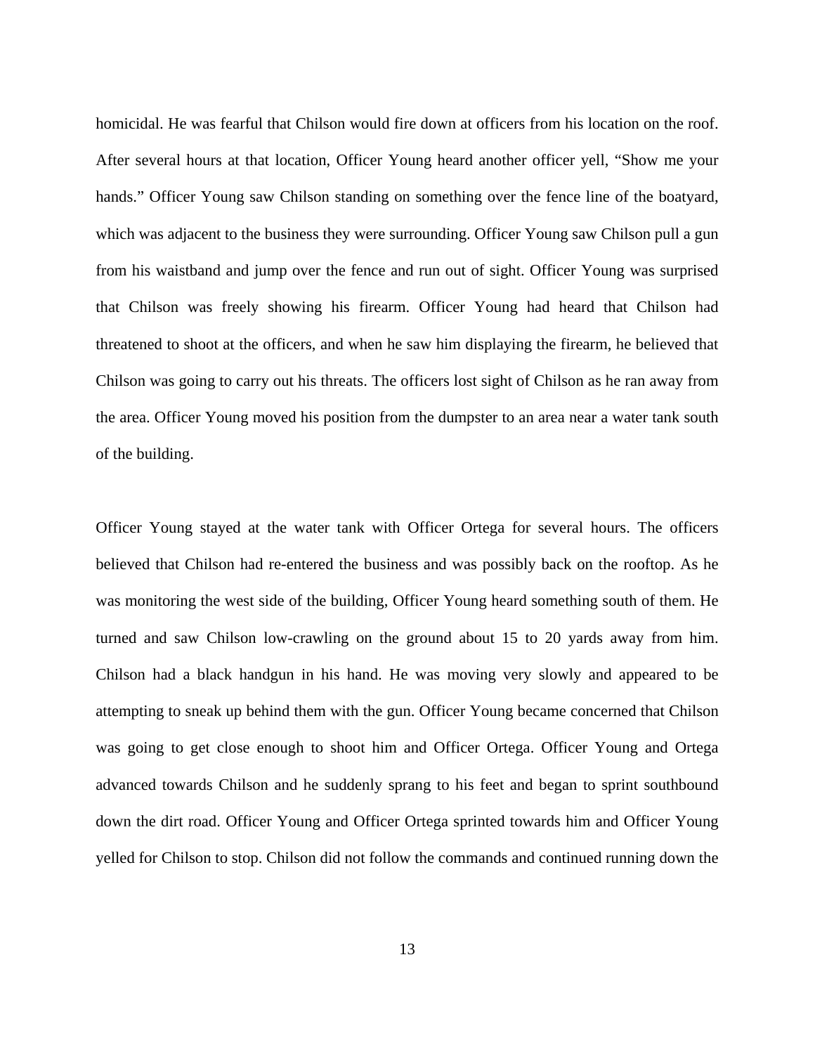homicidal. He was fearful that Chilson would fire down at officers from his location on the roof. After several hours at that location, Officer Young heard another officer yell, "Show me your hands." Officer Young saw Chilson standing on something over the fence line of the boatyard, which was adjacent to the business they were surrounding. Officer Young saw Chilson pull a gun from his waistband and jump over the fence and run out of sight. Officer Young was surprised that Chilson was freely showing his firearm. Officer Young had heard that Chilson had threatened to shoot at the officers, and when he saw him displaying the firearm, he believed that Chilson was going to carry out his threats. The officers lost sight of Chilson as he ran away from the area. Officer Young moved his position from the dumpster to an area near a water tank south of the building.

Officer Young stayed at the water tank with Officer Ortega for several hours. The officers believed that Chilson had re-entered the business and was possibly back on the rooftop. As he was monitoring the west side of the building, Officer Young heard something south of them. He turned and saw Chilson low-crawling on the ground about 15 to 20 yards away from him. Chilson had a black handgun in his hand. He was moving very slowly and appeared to be attempting to sneak up behind them with the gun. Officer Young became concerned that Chilson was going to get close enough to shoot him and Officer Ortega. Officer Young and Ortega advanced towards Chilson and he suddenly sprang to his feet and began to sprint southbound down the dirt road. Officer Young and Officer Ortega sprinted towards him and Officer Young yelled for Chilson to stop. Chilson did not follow the commands and continued running down the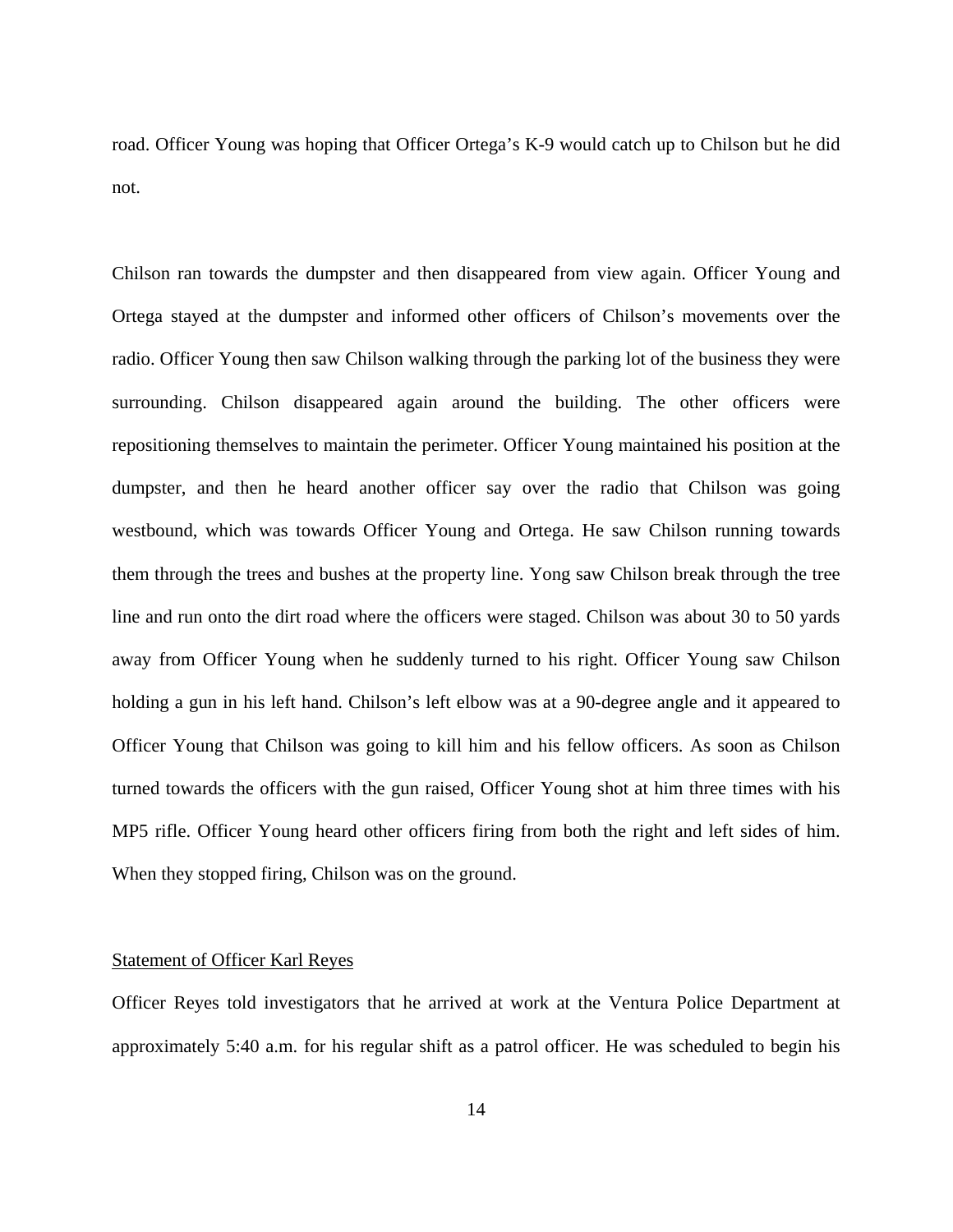road. Officer Young was hoping that Officer Ortega's K-9 would catch up to Chilson but he did not.

Chilson ran towards the dumpster and then disappeared from view again. Officer Young and Ortega stayed at the dumpster and informed other officers of Chilson's movements over the radio. Officer Young then saw Chilson walking through the parking lot of the business they were surrounding. Chilson disappeared again around the building. The other officers were repositioning themselves to maintain the perimeter. Officer Young maintained his position at the dumpster, and then he heard another officer say over the radio that Chilson was going westbound, which was towards Officer Young and Ortega. He saw Chilson running towards them through the trees and bushes at the property line. Yong saw Chilson break through the tree line and run onto the dirt road where the officers were staged. Chilson was about 30 to 50 yards away from Officer Young when he suddenly turned to his right. Officer Young saw Chilson holding a gun in his left hand. Chilson's left elbow was at a 90-degree angle and it appeared to Officer Young that Chilson was going to kill him and his fellow officers. As soon as Chilson turned towards the officers with the gun raised, Officer Young shot at him three times with his MP5 rifle. Officer Young heard other officers firing from both the right and left sides of him. When they stopped firing, Chilson was on the ground.

<u>Statement of Officer Karl Reyes</u>

Officer Reyes told investigators that he arrived at work at the Ventura Police Department at approximately 5:40 a.m. for his regular shift as a patrol officer. He was scheduled to begin his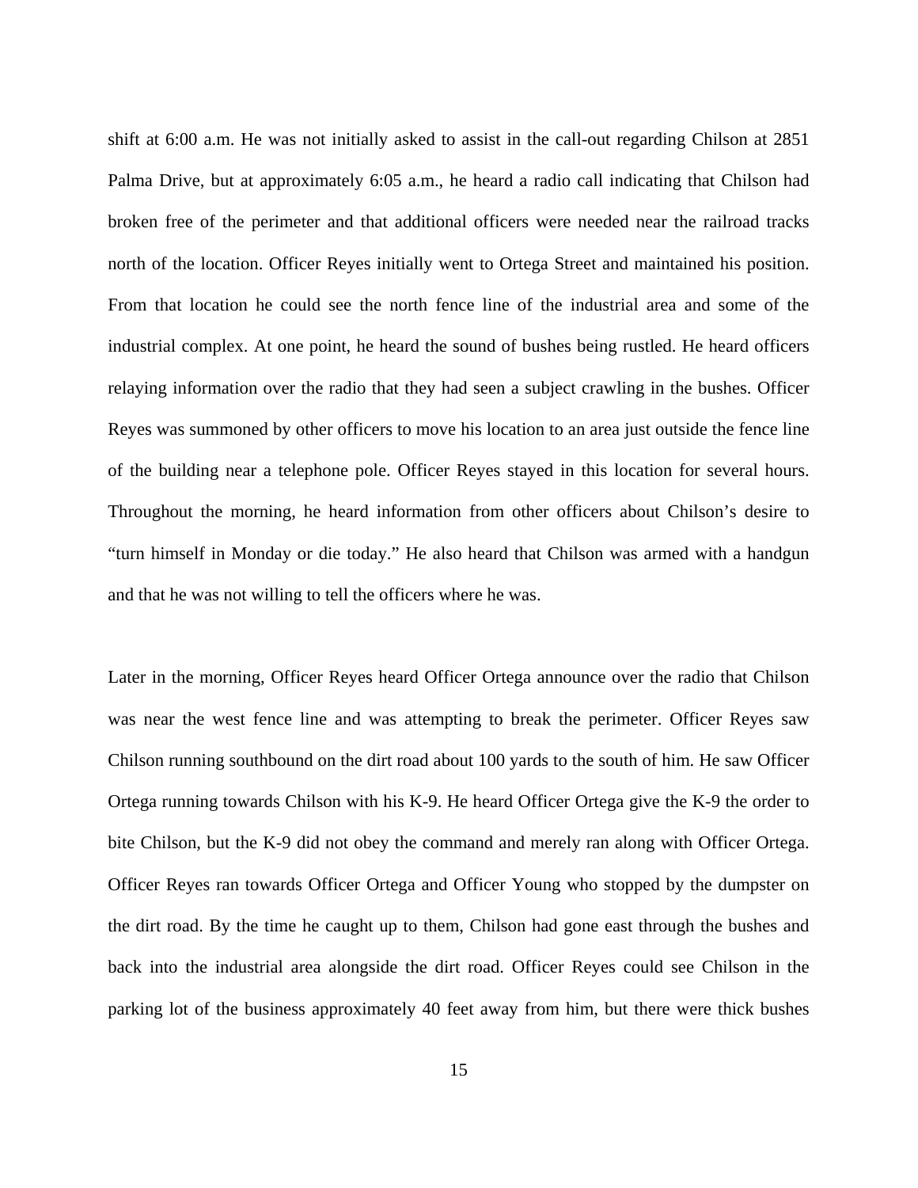shift at 6:00 a.m. He was not initially asked to assist in the call-out regarding Chilson at 2851 Palma Drive, but at approximately 6:05 a.m., he heard a radio call indicating that Chilson had broken free of the perimeter and that additional officers were needed near the railroad tracks north of the location. Officer Reyes initially went to Ortega Street and maintained his position. From that location he could see the north fence line of the industrial area and some of the industrial complex. At one point, he heard the sound of bushes being rustled. He heard officers relaying information over the radio that they had seen a subject crawling in the bushes. Officer Reyes was summoned by other officers to move his location to an area just outside the fence line of the building near a telephone pole. Officer Reyes stayed in this location for several hours. Throughout the morning, he heard information from other officers about Chilson's desire to "turn himself in Monday or die today." He also heard that Chilson was armed with a handgun and that he was not willing to tell the officers where he was.

Later in the morning, Officer Reyes heard Officer Ortega announce over the radio that Chilson was near the west fence line and was attempting to break the perimeter. Officer Reyes saw Chilson running southbound on the dirt road about 100 yards to the south of him. He saw Officer Ortega running towards Chilson with his K-9. He heard Officer Ortega give the K-9 the order to bite Chilson, but the K-9 did not obey the command and merely ran along with Officer Ortega. Officer Reyes ran towards Officer Ortega and Officer Young who stopped by the dumpster on the dirt road. By the time he caught up to them, Chilson had gone east through the bushes and back into the industrial area alongside the dirt road. Officer Reyes could see Chilson in the parking lot of the business approximately 40 feet away from him, but there were thick bushes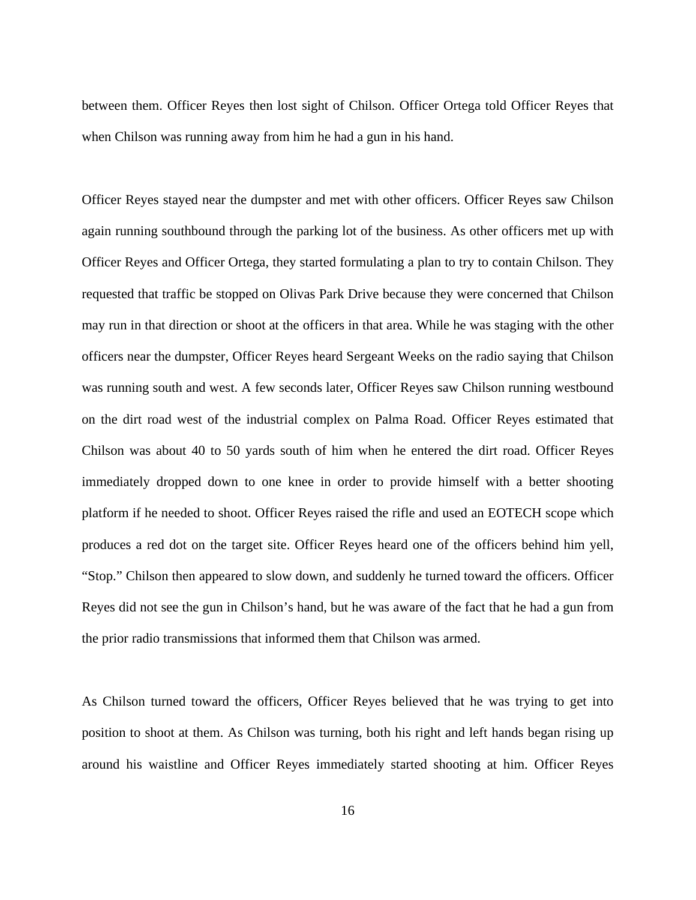between them. Officer Reyes then lost sight of Chilson. Officer Ortega told Officer Reyes that when Chilson was running away from him he had a gun in his hand.

Officer Reyes stayed near the dumpster and met with other officers. Officer Reyes saw Chilson again running southbound through the parking lot of the business. As other officers met up with Officer Reyes and Officer Ortega, they started formulating a plan to try to contain Chilson. They requested that traffic be stopped on Olivas Park Drive because they were concerned that Chilson may run in that direction or shoot at the officers in that area. While he was staging with the other officers near the dumpster, Officer Reyes heard Sergeant Weeks on the radio saying that Chilson was running south and west. A few seconds later, Officer Reyes saw Chilson running westbound on the dirt road west of the industrial complex on Palma Road. Officer Reyes estimated that Chilson was about 40 to 50 yards south of him when he entered the dirt road. Officer Reyes immediately dropped down to one knee in order to provide himself with a better shooting platform if he needed to shoot. Officer Reyes raised the rifle and used an EOTECH scope which produces a red dot on the target site. Officer Reyes heard one of the officers behind him yell, "Stop." Chilson then appeared to slow down, and suddenly he turned toward the officers. Officer Reyes did not see the gun in Chilson's hand, but he was aware of the fact that he had a gun from the prior radio transmissions that informed them that Chilson was armed.

As Chilson turned toward the officers, Officer Reyes believed that he was trying to get into position to shoot at them. As Chilson was turning, both his right and left hands began rising up around his waistline and Officer Reyes immediately started shooting at him. Officer Reyes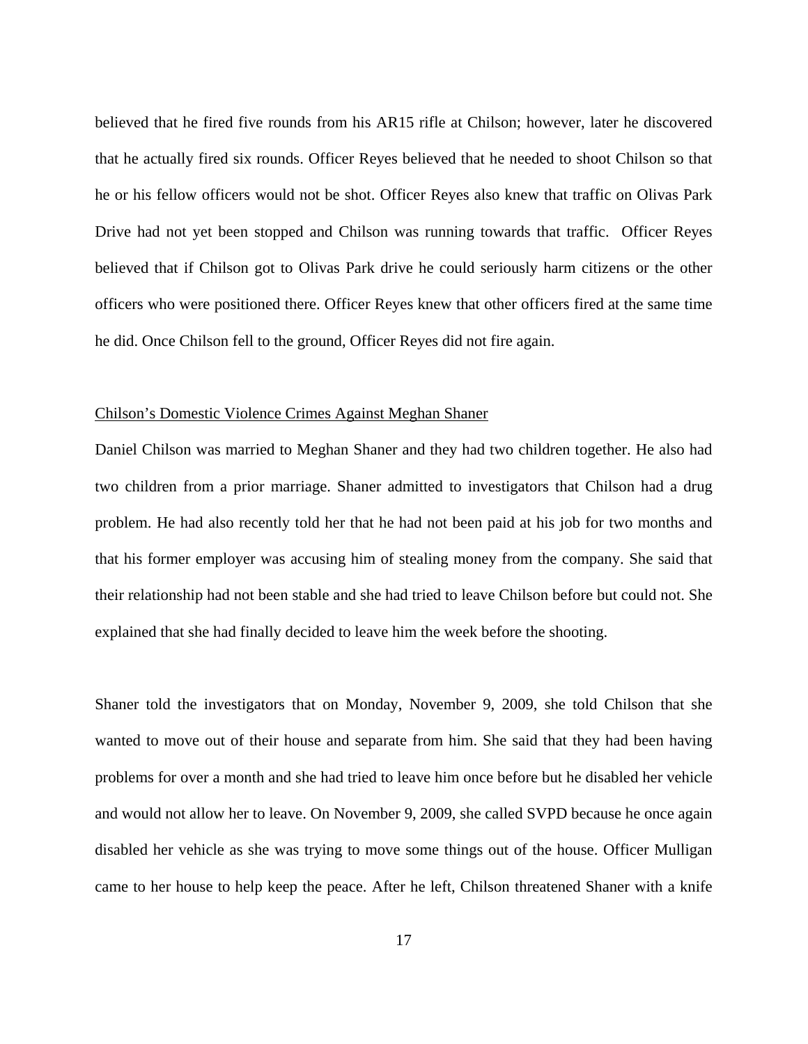believed that he fired five rounds from his AR15 rifle at Chilson; however, later he discovered that he actually fired six rounds. Officer Reyes believed that he needed to shoot Chilson so that he or his fellow officers would not be shot. Officer Reyes also knew that traffic on Olivas Park Drive had not yet been stopped and Chilson was running towards that traffic. Officer Reyes believed that if Chilson got to Olivas Park drive he could seriously harm citizens or the other officers who were positioned there. Officer Reyes knew that other officers fired at the same time he did. Once Chilson fell to the ground, Officer Reyes did not fire again.

<u>Chilson's Domestic Violence Crimes Against Meghan Shaner</u>

Daniel Chilson was married to Meghan Shaner and they had two children together. He also had two children from a prior marriage. Shaner admitted to investigators that Chilson had a drug problem. He had also recently told her that he had not been paid at his job for two months and that his former employer was accusing him of stealing money from the company. She said that their relationship had not been stable and she had tried to leave Chilson before but could not. She explained that she had finally decided to leave him the week before the shooting.

Shaner told the investigators that on Monday, November 9, 2009, she told Chilson that she wanted to move out of their house and separate from him. She said that they had been having problems for over a month and she had tried to leave him once before but he disabled her vehicle and would not allow her to leave. On November 9, 2009, she called SVPD because he once again disabled her vehicle as she was trying to move some things out of the house. Officer Mulligan came to her house to help keep the peace. After he left, Chilson threatened Shaner with a knife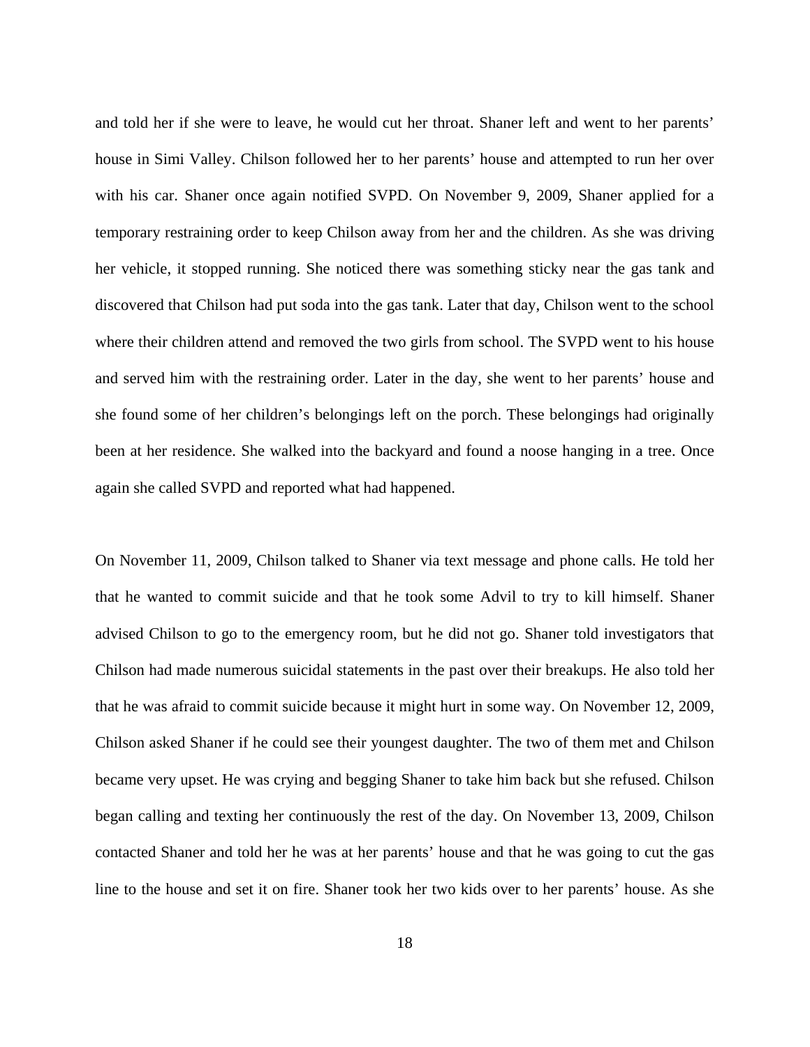and told her if she were to leave, he would cut her throat. Shaner left and went to her parents' house in Simi Valley. Chilson followed her to her parents' house and attempted to run her over with his car. Shaner once again notified SVPD. On November 9, 2009, Shaner applied for a temporary restraining order to keep Chilson away from her and the children. As she was driving her vehicle, it stopped running. She noticed there was something sticky near the gas tank and discovered that Chilson had put soda into the gas tank. Later that day, Chilson went to the school where their children attend and removed the two girls from school. The SVPD went to his house and served him with the restraining order. Later in the day, she went to her parents' house and she found some of her children's belongings left on the porch. These belongings had originally been at her residence. She walked into the backyard and found a noose hanging in a tree. Once again she called SVPD and reported what had happened.

On November 11, 2009, Chilson talked to Shaner via text message and phone calls. He told her that he wanted to commit suicide and that he took some Advil to try to kill himself. Shaner advised Chilson to go to the emergency room, but he did not go. Shaner told investigators that Chilson had made numerous suicidal statements in the past over their breakups. He also told her that he was afraid to commit suicide because it might hurt in some way. On November 12, 2009, Chilson asked Shaner if he could see their youngest daughter. The two of them met and Chilson became very upset. He was crying and begging Shaner to take him back but she refused. Chilson began calling and texting her continuously the rest of the day. On November 13, 2009, Chilson contacted Shaner and told her he was at her parents' house and that he was going to cut the gas line to the house and set it on fire. Shaner took her two kids over to her parents' house. As she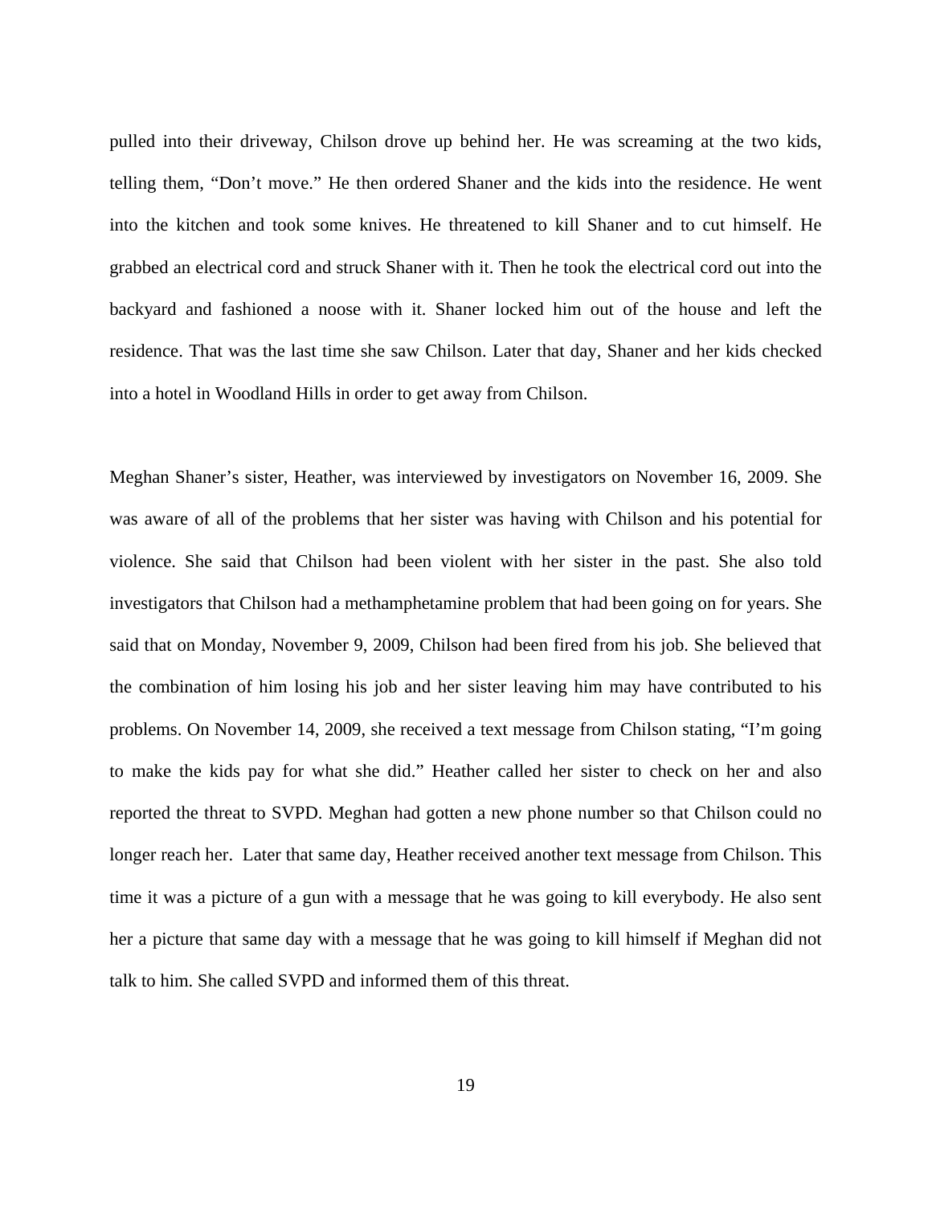pulled into their driveway, Chilson drove up behind her. He was screaming at the two kids, telling them, "Don't move." He then ordered Shaner and the kids into the residence. He went into the kitchen and took some knives. He threatened to kill Shaner and to cut himself. He grabbed an electrical cord and struck Shaner with it. Then he took the electrical cord out into the backyard and fashioned a noose with it. Shaner locked him out of the house and left the residence. That was the last time she saw Chilson. Later that day, Shaner and her kids checked into a hotel in Woodland Hills in order to get away from Chilson.

Meghan Shaner's sister, Heather, was interviewed by investigators on November 16, 2009. She was aware of all of the problems that her sister was having with Chilson and his potential for violence. She said that Chilson had been violent with her sister in the past. She also told investigators that Chilson had a methamphetamine problem that had been going on for years. She said that on Monday, November 9, 2009, Chilson had been fired from his job. She believed that the combination of him losing his job and her sister leaving him may have contributed to his problems. On November 14, 2009, she received a text message from Chilson stating, "I'm going to make the kids pay for what she did." Heather called her sister to check on her and also reported the threat to SVPD. Meghan had gotten a new phone number so that Chilson could no longer reach her. Later that same day, Heather received another text message from Chilson. This time it was a picture of a gun with a message that he was going to kill everybody. He also sent her a picture that same day with a message that he was going to kill himself if Meghan did not talk to him. She called SVPD and informed them of this threat.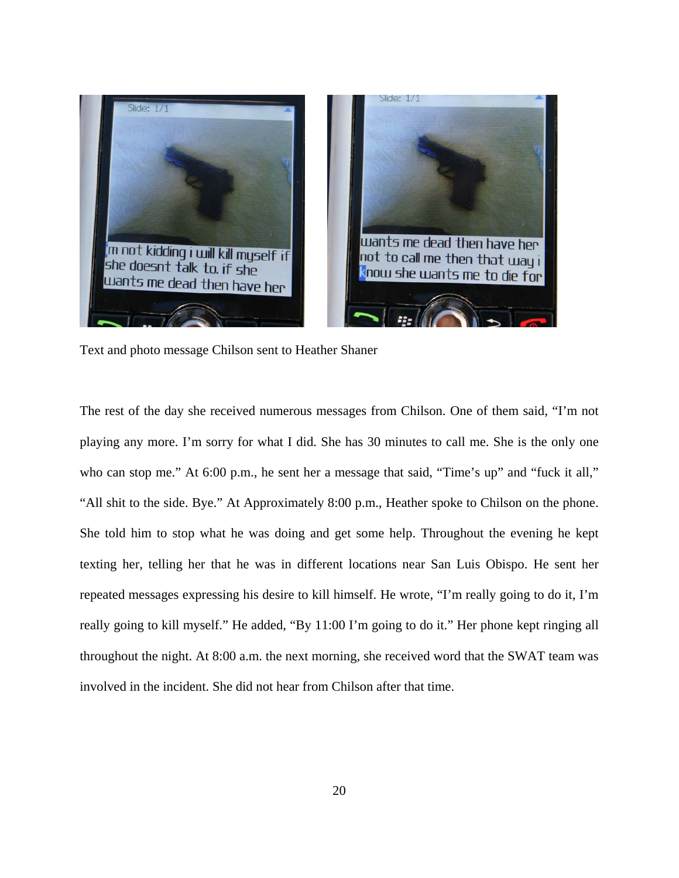Text and photo message Chilson sent to Heather Shaner

The rest of the day she received numerous messages from Chilson. One of them said, "I'm not playing any more. I'm sorry for what I did. She has 30 minutes to call me. She is the only one who can stop me." At 6:00 p.m., he sent her a message that said, "Time's up" and "fuck it all," "All shit to the side. Bye." At Approximately 8:00 p.m., Heather spoke to Chilson on the phone. She told him to stop what he was doing and get some help. Throughout the evening he kept texting her, telling her that he was in different locations near San Luis Obispo. He sent her repeated messages expressing his desire to kill himself. He wrote, "I'm really going to do it, I'm really going to kill myself." He added, "By 11:00 I'm going to do it." Her phone kept ringing all throughout the night. At 8:00 a.m. the next morning, she received word that the SWAT team was involved in the incident. She did not hear from Chilson after that time.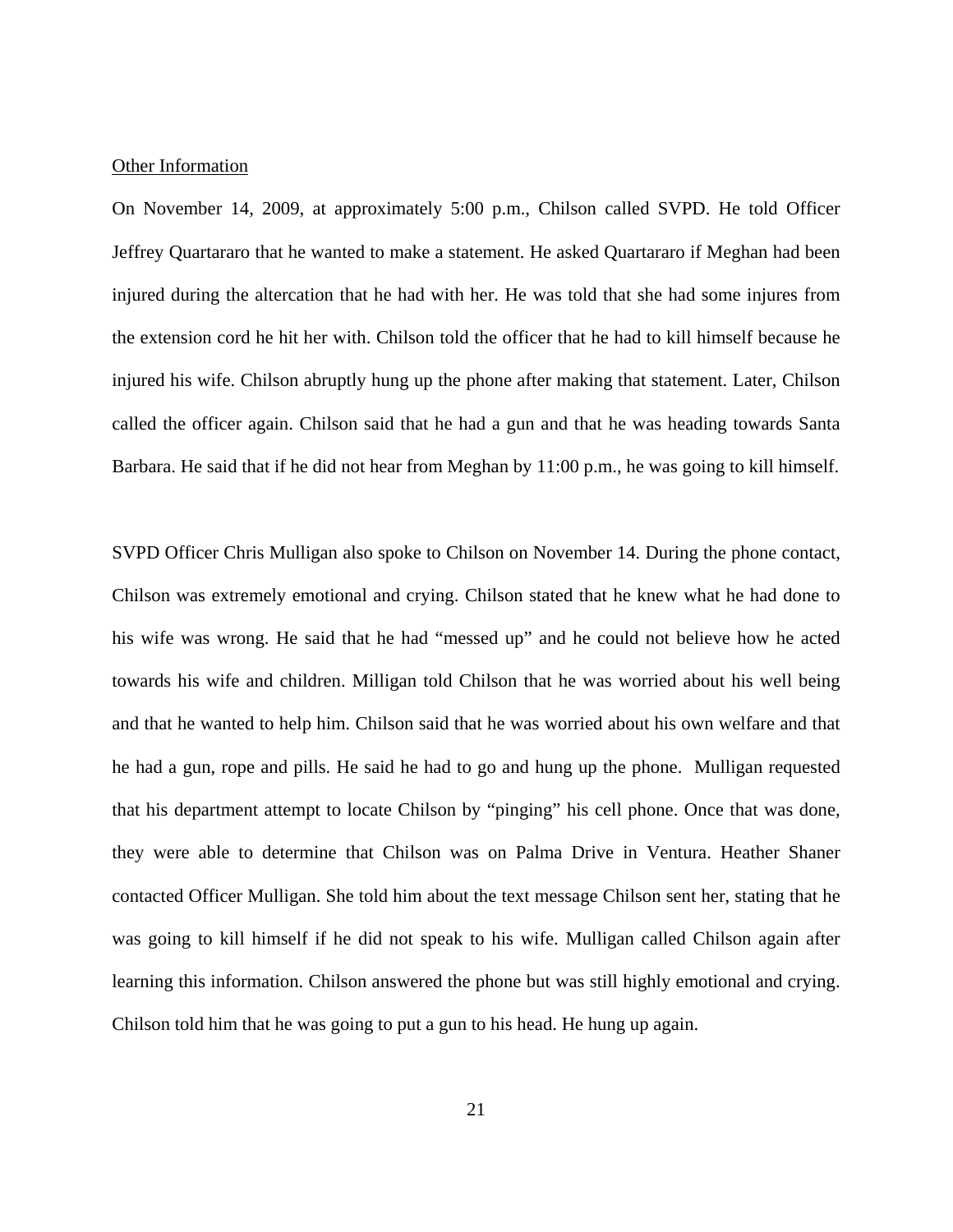Other Information

On November 14, 2009, at approximately 5:00 p.m., Chilson called SVPD. He told Officer Jeffrey Quartararo that he wanted to make a statement. He asked Quartararo if Meghan had been injured during the altercation that he had with her. He was told that she had some injures from the extension cord he hit her with. Chilson told the officer that he had to kill himself because he injured his wife. Chilson abruptly hung up the phone after making that statement. Later, Chilson called the officer again. Chilson said that he had a gun and that he was heading towards Santa Barbara. He said that if he did not hear from Meghan by 11:00 p.m., he was going to kill himself.

SVPD Officer Chris Mulligan also spoke to Chilson on November 14. During the phone contact, Chilson was extremely emotional and crying. Chilson stated that he knew what he had done to his wife was wrong. He said that he had "messed up" and he could not believe how he acted towards his wife and children. Milligan told Chilson that he was worried about his well being and that he wanted to help him. Chilson said that he was worried about his own welfare and that he had a gun, rope and pills. He said he had to go and hung up the phone. Mulligan requested that his department attempt to locate Chilson by "pinging" his cell phone. Once that was done, they were able to determine that Chilson was on Palma Drive in Ventura. Heather Shaner contacted Officer Mulligan. She told him about the text message Chilson sent her, stating that he was going to kill himself if he did not speak to his wife. Mulligan called Chilson again after learning this information. Chilson answered the phone but was still highly emotional and crying. Chilson told him that he was going to put a gun to his head. He hung up again.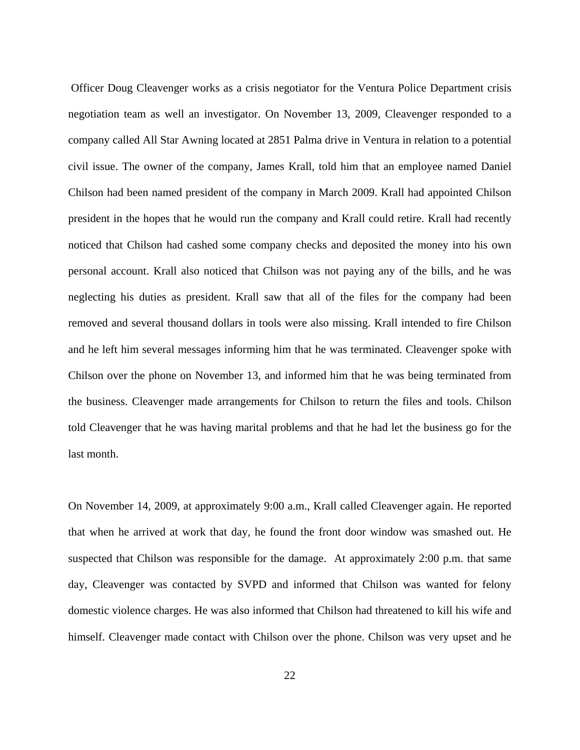Officer Doug Cleavenger works as a crisis negotiator for the Ventura Police Department crisis negotiation team as well an investigator. On November 13, 2009, Cleavenger responded to a company called All Star Awning located at 2851 Palma drive in Ventura in relation to a potential civil issue. The owner of the company, James Krall, told him that an employee named Daniel Chilson had been named president of the company in March 2009. Krall had appointed Chilson president in the hopes that he would run the company and Krall could retire. Krall had recently noticed that Chilson had cashed some company checks and deposited the money into his own personal account. Krall also noticed that Chilson was not paying any of the bills, and he was neglecting his duties as president. Krall saw that all of the files for the company had been removed and several thousand dollars in tools were also missing. Krall intended to fire Chilson and he left him several messages informing him that he was terminated. Cleavenger spoke with Chilson over the phone on November 13, and informed him that he was being terminated from the business. Cleavenger made arrangements for Chilson to return the files and tools. Chilson told Cleavenger that he was having marital problems and that he had let the business go for the last month.

On November 14, 2009, at approximately 9:00 a.m., Krall called Cleavenger again. He reported that when he arrived at work that day, he found the front door window was smashed out. He suspected that Chilson was responsible for the damage. At approximately 2:00 p.m. that same day, Cleavenger was contacted by SVPD and informed that Chilson was wanted for felony domestic violence charges. He was also informed that Chilson had threatened to kill his wife and himself. Cleavenger made contact with Chilson over the phone. Chilson was very upset and he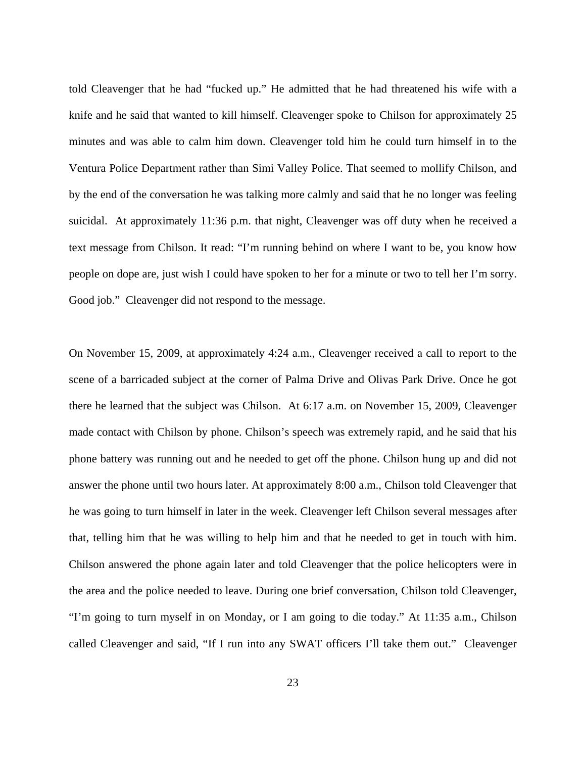told Cleavenger that he had "fucked up." He admitted that he had threatened his wife with a knife and he said that wanted to kill himself. Cleavenger spoke to Chilson for approximately 25 minutes and was able to calm him down. Cleavenger told him he could turn himself in to the Ventura Police Department rather than Simi Valley Police. That seemed to mollify Chilson, and by the end of the conversation he was talking more calmly and said that he no longer was feeling suicidal. At approximately 11:36 p.m. that night, Cleavenger was off duty when he received a text message from Chilson. It read: "I'm running behind on where I want to be, you know how people on dope are, just wish I could have spoken to her for a minute or two to tell her I'm sorry. Good job." Cleavenger did not respond to the message.

On November 15, 2009, at approximately 4:24 a.m., Cleavenger received a call to report to the scene of a barricaded subject at the corner of Palma Drive and Olivas Park Drive. Once he got there he learned that the subject was Chilson. At 6:17 a.m. on November 15, 2009, Cleavenger made contact with Chilson by phone. Chilson's speech was extremely rapid, and he said that his phone battery was running out and he needed to get off the phone. Chilson hung up and did not answer the phone until two hours later. At approximately 8:00 a.m., Chilson told Cleavenger that he was going to turn himself in later in the week. Cleavenger left Chilson several messages after that, telling him that he was willing to help him and that he needed to get in touch with him. Chilson answered the phone again later and told Cleavenger that the police helicopters were in the area and the police needed to leave. During one brief conversation, Chilson told Cleavenger, "I'm going to turn myself in on Monday, or I am going to die today." At 11:35 a.m., Chilson called Cleavenger and said, "If I run into any SWAT officers I'll take them out." Cleavenger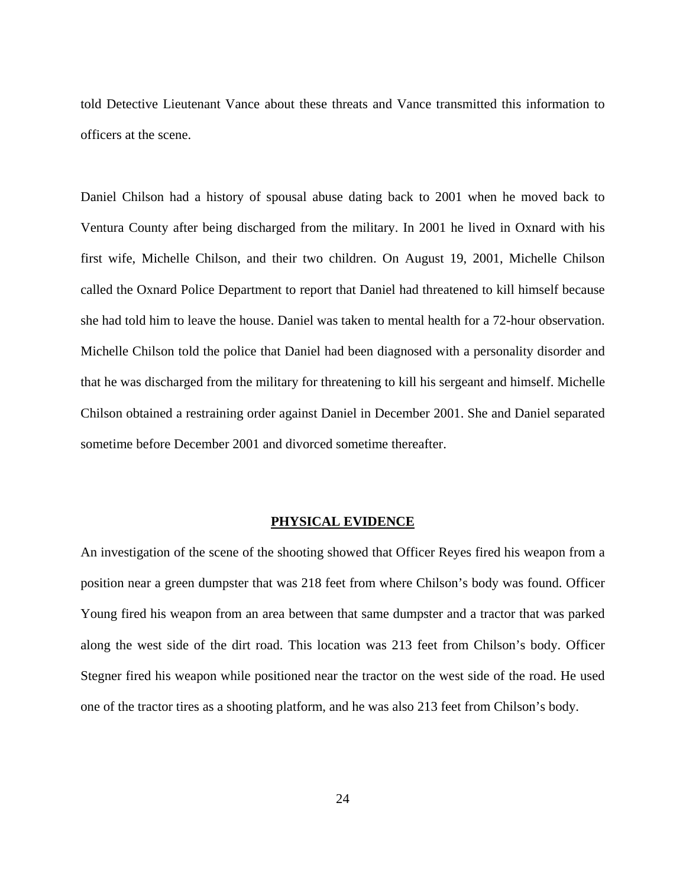told Detective Lieutenant Vance about these threats and Vance transmitted this information to officers at the scene.

Daniel Chilson had a history of spousal abuse dating back to 2001 when he moved back to Ventura County after being discharged from the military. In 2001 he lived in Oxnard with his first wife, Michelle Chilson, and their two children. On August 19, 2001, Michelle Chilson called the Oxnard Police Department to report that Daniel had threatened to kill himself because she had told him to leave the house. Daniel was taken to mental health for a 72-hour observation. Michelle Chilson told the police that Daniel had been diagnosed with a personality disorder and that he was discharged from the military for threatening to kill his sergeant and himself. Michelle Chilson obtained a restraining order against Daniel in December 2001. She and Daniel separated sometime before December 2001 and divorced sometime thereafter.

## PHYSICAL EVIDENCE

An investigation of the scene of the shooting showed that Officer Reyes fired his weapon from a position near a green dumpster that was 218 feet from where Chilson's body was found. Officer Young fired his weapon from an area between that same dumpster and a tractor that was parked along the west side of the dirt road. This location was 213 feet from Chilson's body. Officer Stegner fired his weapon while positioned near the tractor on the west side of the road. He used one of the tractor tires as a shooting platform, and he was also 213 feet from Chilson's body.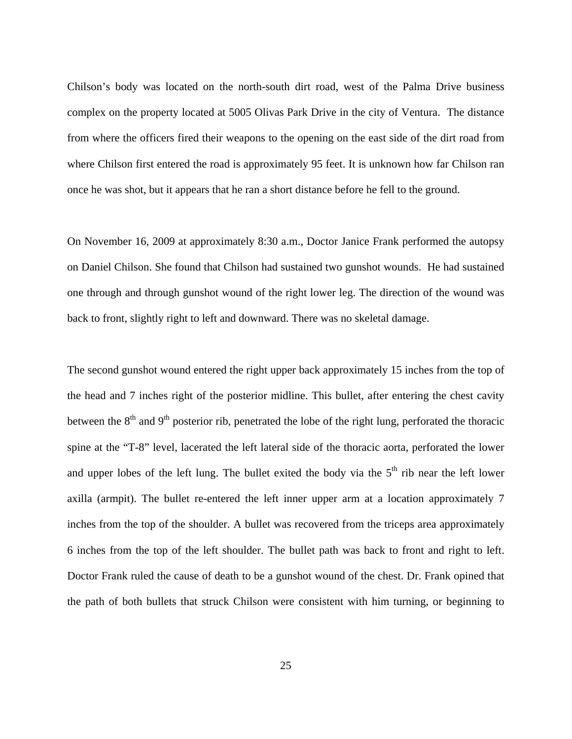Chilson's body was located on the north-south dirt road, west of the Palma Drive business complex on the property located at 5005 Olivas Park Drive in the city of Ventura. The distance from where the officers fired their weapons to the opening on the east side of the dirt road from where Chilson first entered the road is approximately 95 feet. It is unknown how far Chilson ran once he was shot, but it appears that he ran a short distance before he fell to the ground.

On November 16, 2009 at approximately 8:30 a.m., Doctor Janice Frank performed the autopsy on Daniel Chilson. She found that Chilson had sustained two gunshot wounds. He had sustained one through and through gunshot wound of the right lower leg. The direction of the wound was back to front, slightly right to left and downward. There was no skeletal damage.

The second gunshot wound entered the right upper back approximately 15 inches from the top of the head and 7 inches right of the posterior midline. This bullet, after entering the chest cavity between the 8th and 9th posterior rib, penetrated the lobe of the right lung, perforated the thoracic spine at the "T-8" level, lacerated the left lateral side of the thoracic aorta, perforated the lower and upper lobes of the left lung. The bullet exited the body via the 5th rib near the left lower axilla (armpit). The bullet re-entered the left inner upper arm at a location approximately 7 inches from the top of the shoulder. A bullet was recovered from the triceps area approximately 6 inches from the top of the left shoulder. The bullet path was back to front and right to left. Doctor Frank ruled the cause of death to be a gunshot wound of the chest. Dr. Frank opined that the path of both bullets that struck Chilson were consistent with him turning, or beginning to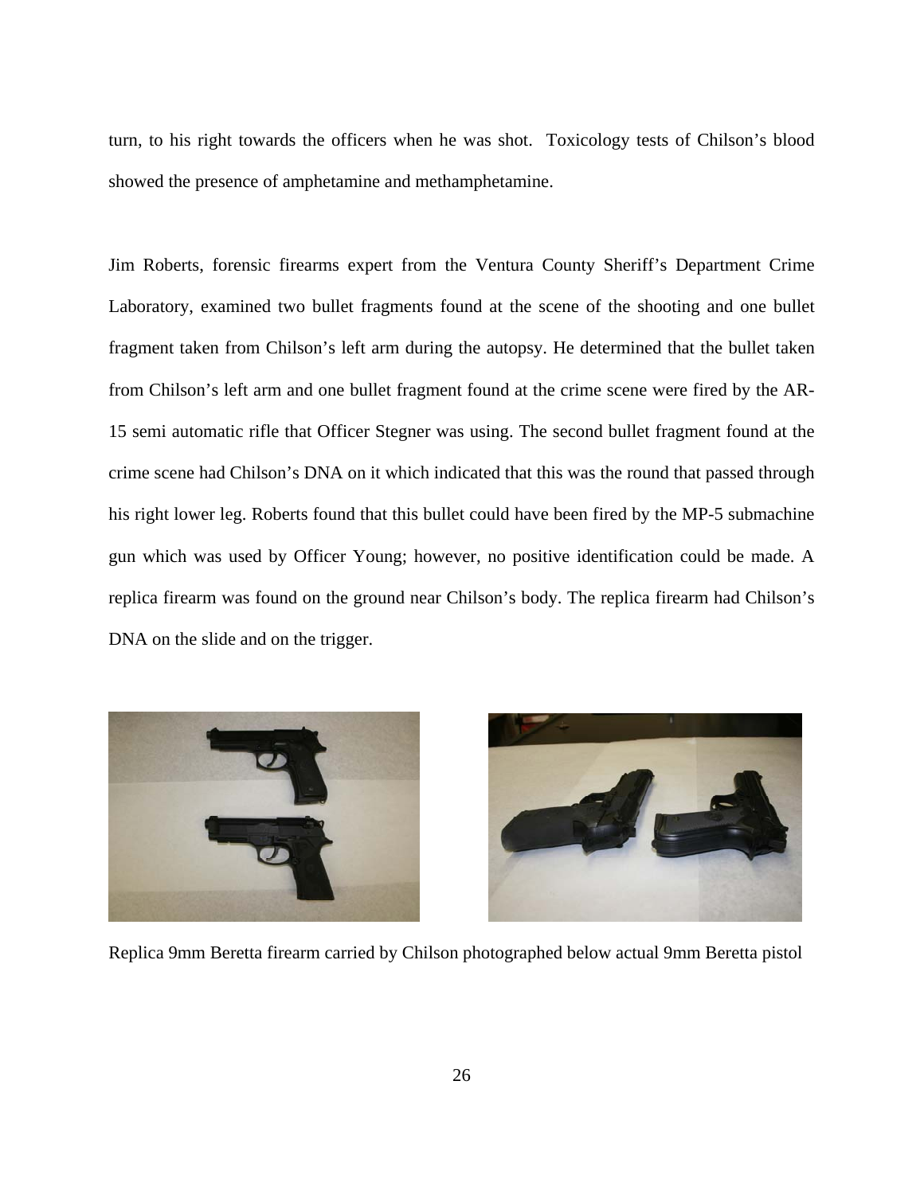turn, to his right towards the officers when he was shot. Toxicology tests of Chilson's blood showed the presence of amphetamine and methamphetamine.

Jim Roberts, forensic firearms expert from the Ventura County Sheriff's Department Crime Laboratory, examined two bullet fragments found at the scene of the shooting and one bullet fragment taken from Chilson's left arm during the autopsy. He determined that the bullet taken from Chilson's left arm and one bullet fragment found at the crime scene were fired by the AR-15 semi automatic rifle that Officer Stegner was using. The second bullet fragment found at the crime scene had Chilson's DNA on it which indicated that this was the round that passed through his right lower leg. Roberts found that this bullet could have been fired by the MP-5 submachine gun which was used by Officer Young; however, no positive identification could be made. A replica firearm was found on the ground near Chilson's body. The replica firearm had Chilson's DNA on the slide and on the trigger.

Replica 9mm Beretta firearm carried by Chilson photographed below actual 9mm Beretta pistol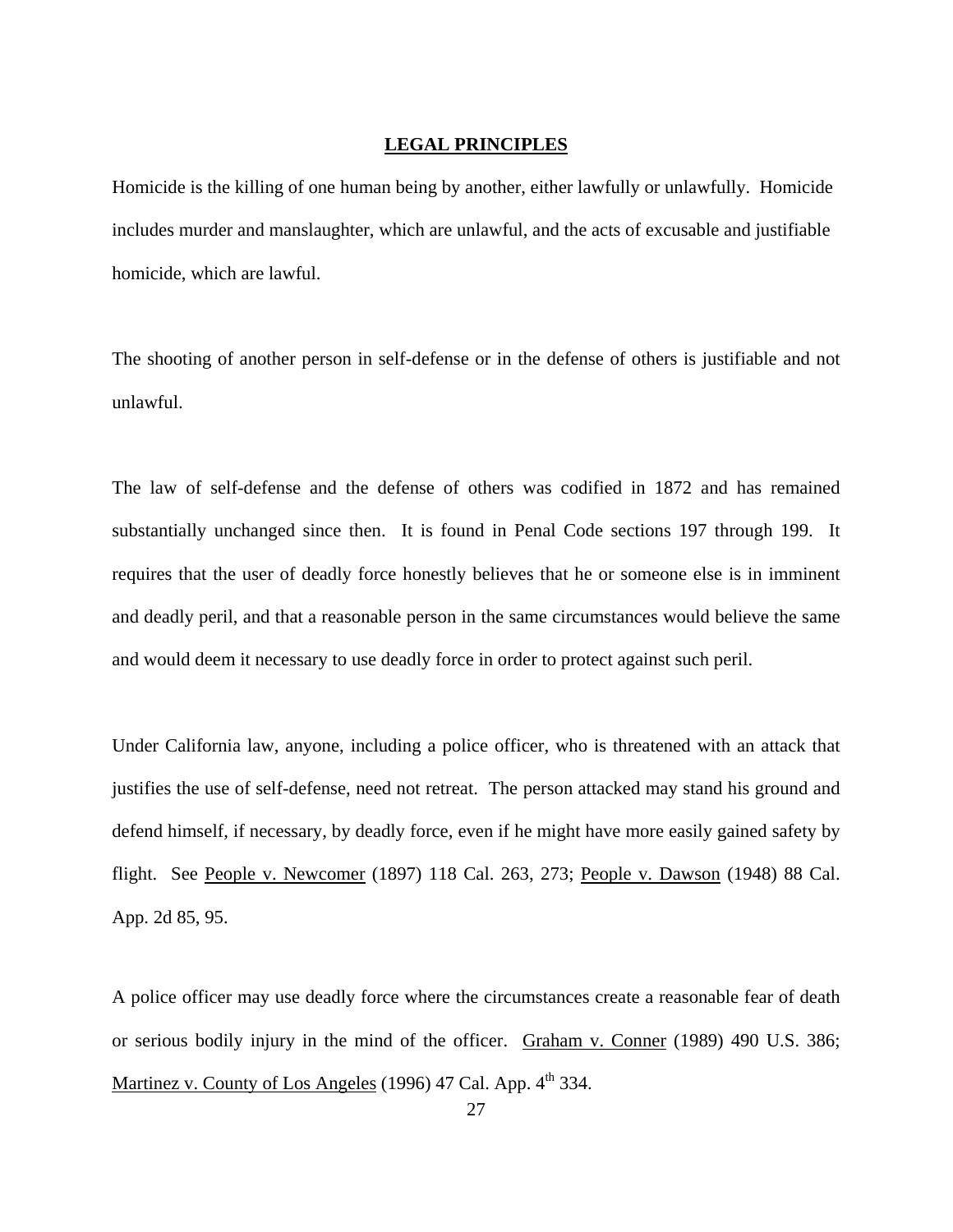## LEGAL PRINCIPLES

Homicide is the killing of one human being by another, either lawfully or unlawfully. Homicide includes murder and manslaughter, which are unlawful, and the acts of excusable and justifiable homicide, which are lawful.

The shooting of another person in self-defense or in the defense of others is justifiable and not unlawful.

The law of self-defense and the defense of others was codified in 1872 and has remained substantially unchanged since then. It is found in Penal Code sections 197 through 199. It requires that the user of deadly force honestly believes that he or someone else is in imminent and deadly peril, and that a reasonable person in the same circumstances would believe the same and would deem it necessary to use deadly force in order to protect against such peril.

Under California law, anyone, including a police officer, who is threatened with an attack that justifies the use of self-defense, need not retreat. The person attacked may stand his ground and defend himself, if necessary, by deadly force, even if he might have more easily gained safety by flight. See <u>People v. Newcomer</u> (1897) 118 Cal. 263, 273; <u>People v. Dawson</u> (1948) 88 Cal. App. 2d 85, 95.

A police officer may use deadly force where the circumstances create a reasonable fear of death or serious bodily injury in the mind of the officer. <u>Graham v. Conner</u> (1989) 490 U.S. 386; <u>Martinez v. County of Los Angeles</u> (1996) 47 Cal. App. 4th 334.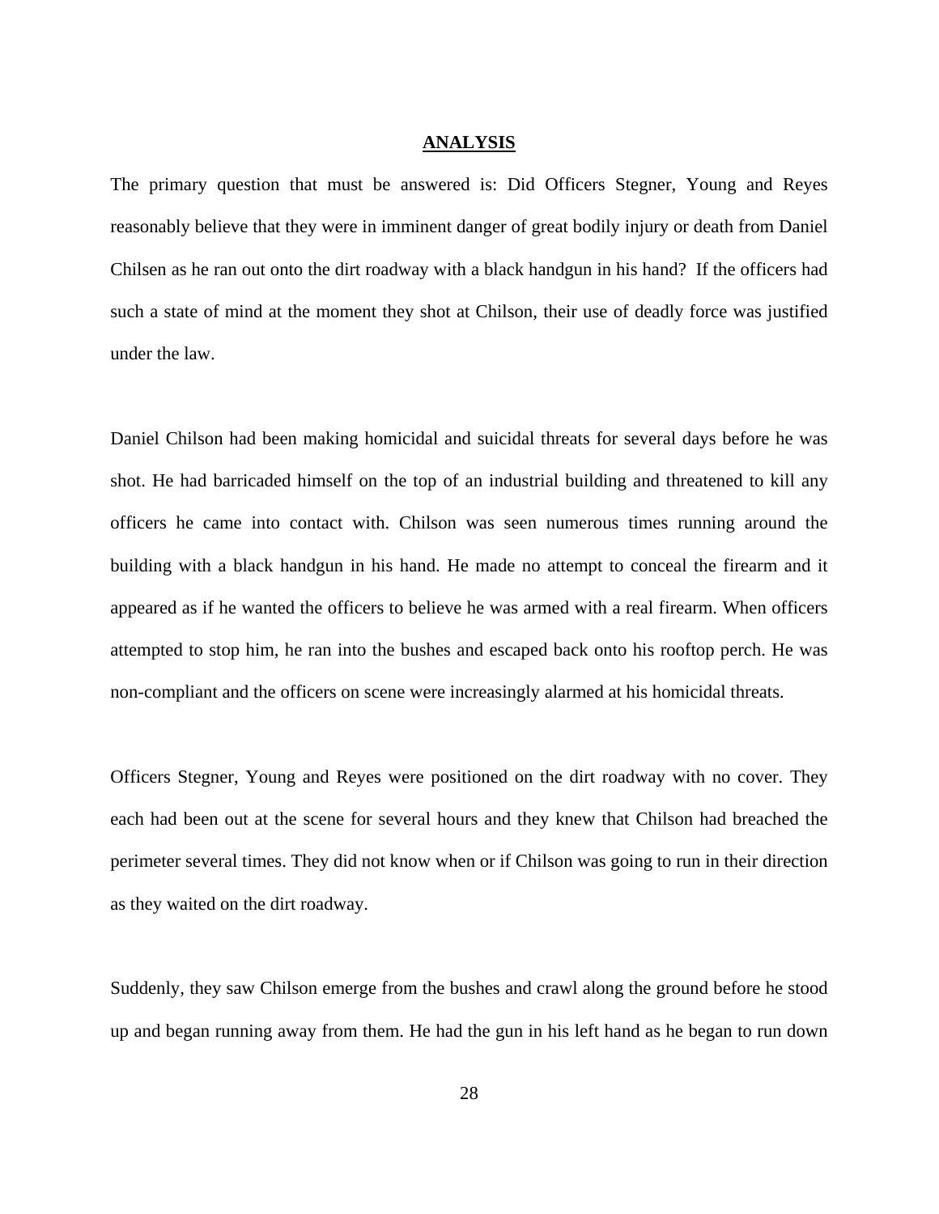## ANALYSIS

The primary question that must be answered is: Did Officers Stegner, Young and Reyes reasonably believe that they were in imminent danger of great bodily injury or death from Daniel Chilsen as he ran out onto the dirt roadway with a black handgun in his hand? If the officers had such a state of mind at the moment they shot at Chilson, their use of deadly force was justified under the law.

Daniel Chilson had been making homicidal and suicidal threats for several days before he was shot. He had barricaded himself on the top of an industrial building and threatened to kill any officers he came into contact with. Chilson was seen numerous times running around the building with a black handgun in his hand. He made no attempt to conceal the firearm and it appeared as if he wanted the officers to believe he was armed with a real firearm. When officers attempted to stop him, he ran into the bushes and escaped back onto his rooftop perch. He was non-compliant and the officers on scene were increasingly alarmed at his homicidal threats.

Officers Stegner, Young and Reyes were positioned on the dirt roadway with no cover. They each had been out at the scene for several hours and they knew that Chilson had breached the perimeter several times. They did not know when or if Chilson was going to run in their direction as they waited on the dirt roadway.

Suddenly, they saw Chilson emerge from the bushes and crawl along the ground before he stood up and began running away from them. He had the gun in his left hand as he began to run down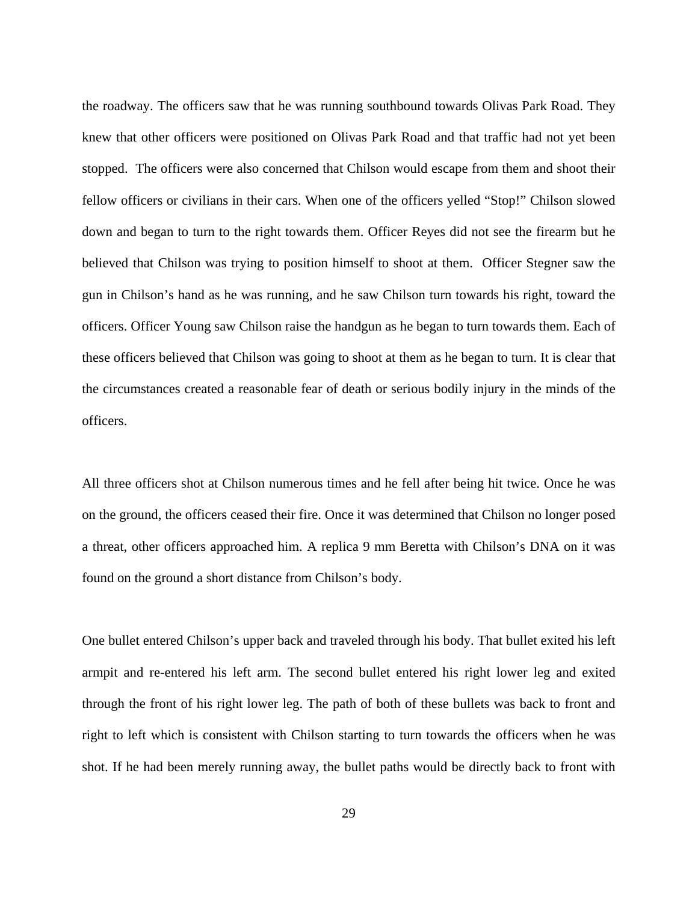the roadway. The officers saw that he was running southbound towards Olivas Park Road. They knew that other officers were positioned on Olivas Park Road and that traffic had not yet been stopped. The officers were also concerned that Chilson would escape from them and shoot their fellow officers or civilians in their cars. When one of the officers yelled "Stop!" Chilson slowed down and began to turn to the right towards them. Officer Reyes did not see the firearm but he believed that Chilson was trying to position himself to shoot at them. Officer Stegner saw the gun in Chilson's hand as he was running, and he saw Chilson turn towards his right, toward the officers. Officer Young saw Chilson raise the handgun as he began to turn towards them. Each of these officers believed that Chilson was going to shoot at them as he began to turn. It is clear that the circumstances created a reasonable fear of death or serious bodily injury in the minds of the officers.

All three officers shot at Chilson numerous times and he fell after being hit twice. Once he was on the ground, the officers ceased their fire. Once it was determined that Chilson no longer posed a threat, other officers approached him. A replica 9 mm Beretta with Chilson's DNA on it was found on the ground a short distance from Chilson's body.

One bullet entered Chilson's upper back and traveled through his body. That bullet exited his left armpit and re-entered his left arm. The second bullet entered his right lower leg and exited through the front of his right lower leg. The path of both of these bullets was back to front and right to left which is consistent with Chilson starting to turn towards the officers when he was shot. If he had been merely running away, the bullet paths would be directly back to front with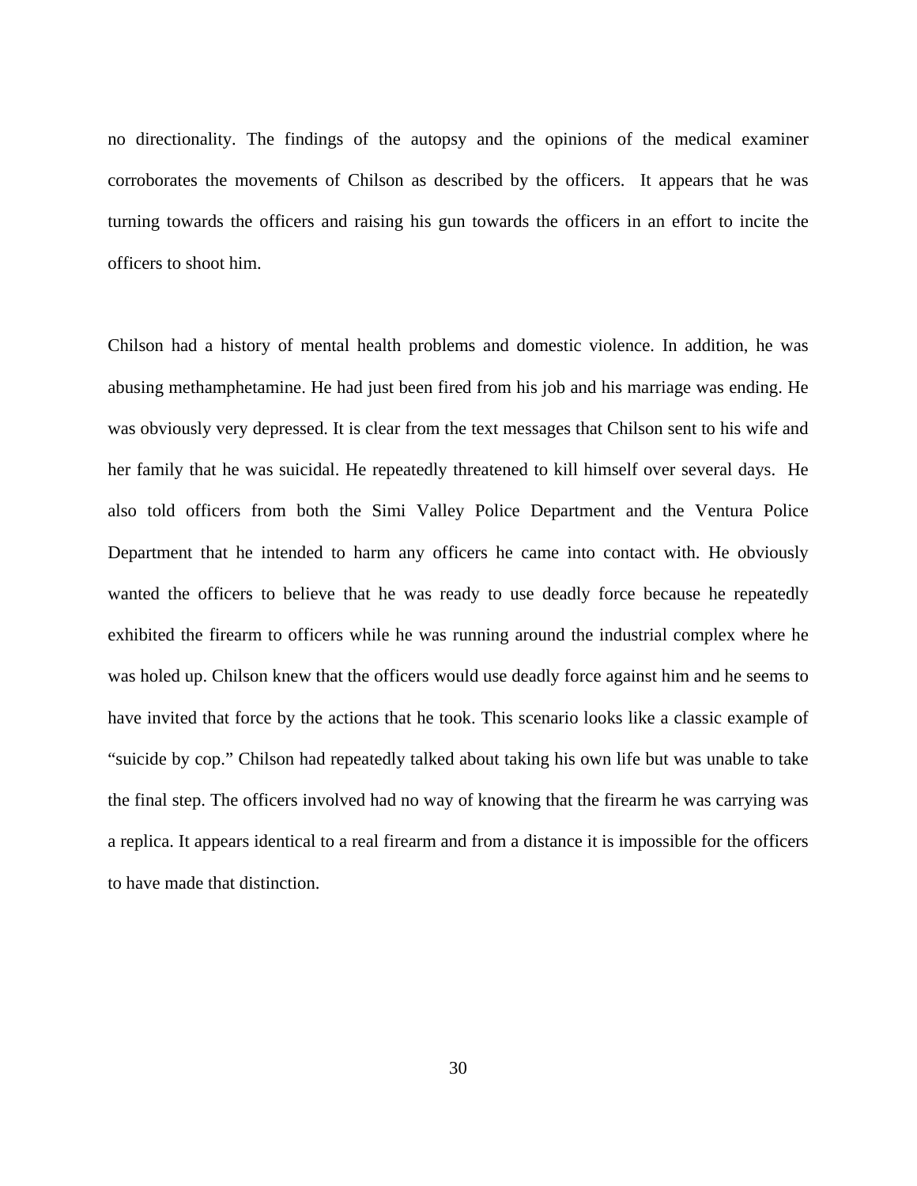no directionality. The findings of the autopsy and the opinions of the medical examiner corroborates the movements of Chilson as described by the officers. It appears that he was turning towards the officers and raising his gun towards the officers in an effort to incite the officers to shoot him.

Chilson had a history of mental health problems and domestic violence. In addition, he was abusing methamphetamine. He had just been fired from his job and his marriage was ending. He was obviously very depressed. It is clear from the text messages that Chilson sent to his wife and her family that he was suicidal. He repeatedly threatened to kill himself over several days. He also told officers from both the Simi Valley Police Department and the Ventura Police Department that he intended to harm any officers he came into contact with. He obviously wanted the officers to believe that he was ready to use deadly force because he repeatedly exhibited the firearm to officers while he was running around the industrial complex where he was holed up. Chilson knew that the officers would use deadly force against him and he seems to have invited that force by the actions that he took. This scenario looks like a classic example of "suicide by cop." Chilson had repeatedly talked about taking his own life but was unable to take the final step. The officers involved had no way of knowing that the firearm he was carrying was a replica. It appears identical to a real firearm and from a distance it is impossible for the officers to have made that distinction.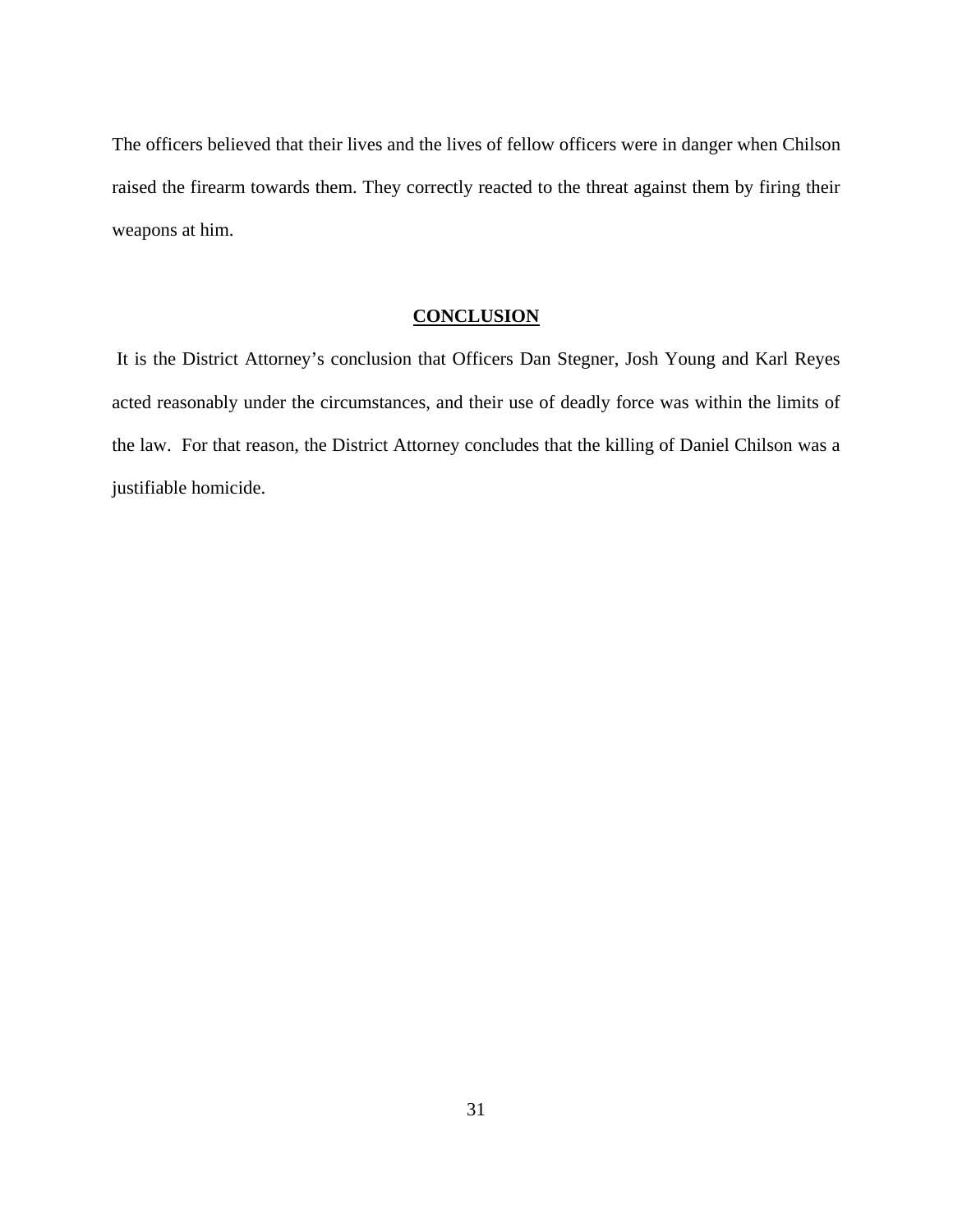The officers believed that their lives and the lives of fellow officers were in danger when Chilson raised the firearm towards them. They correctly reacted to the threat against them by firing their weapons at him.

## CONCLUSION

It is the District Attorney's conclusion that Officers Dan Stegner, Josh Young and Karl Reyes acted reasonably under the circumstances, and their use of deadly force was within the limits of the law. For that reason, the District Attorney concludes that the killing of Daniel Chilson was a justifiable homicide.